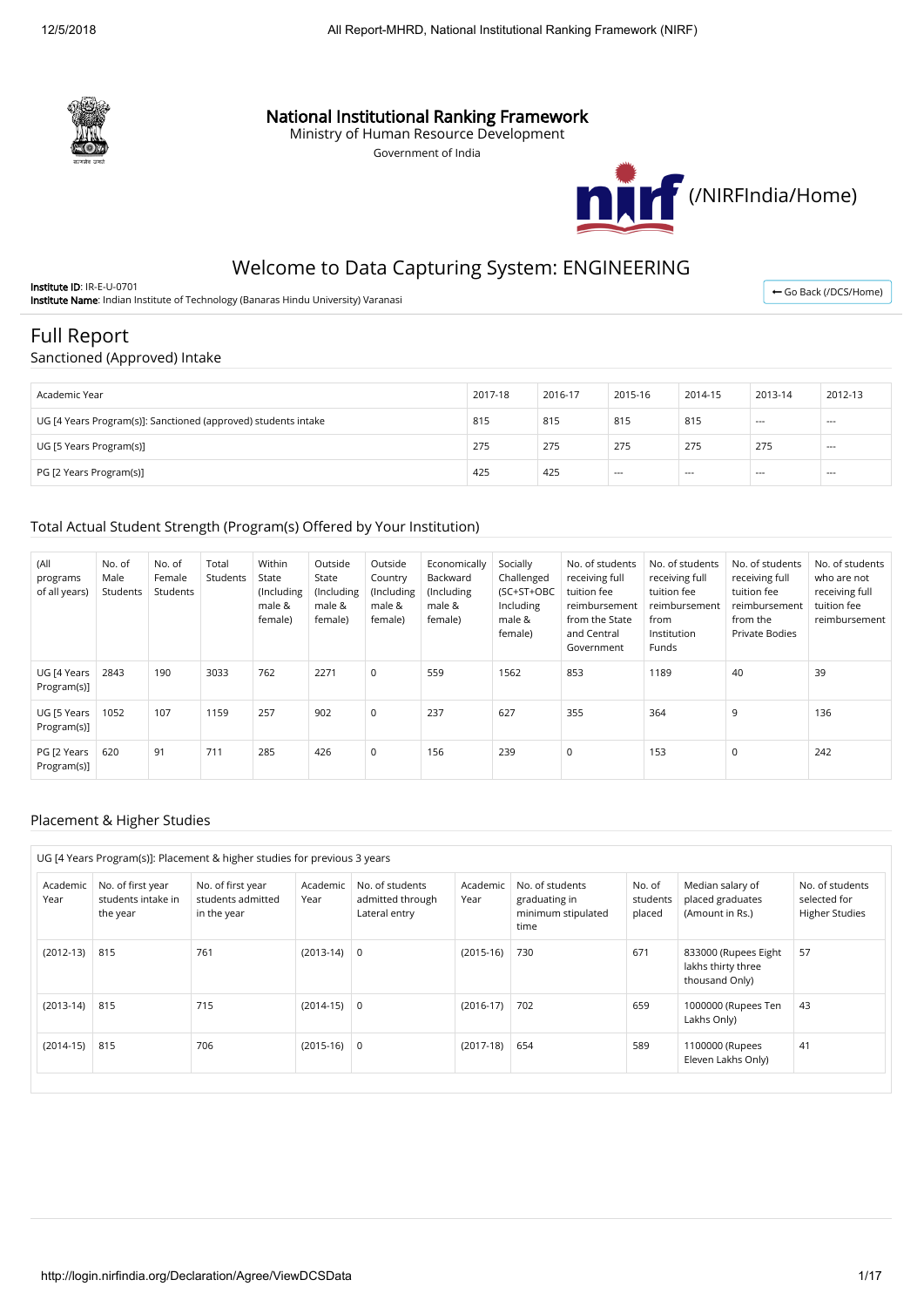# National Institutional Ranking Framework

Ministry of Human Resource Development

Government of India

(/NIRFIndia/Home)

## Welcome to Data Capturing System: ENGINEERING

**Institute ID**: IR-E-U-0701

**Institute Name**: Indian Institute of Technology (Banaras Hindu University) Varanasi

Go Back (/DCS/Home)

## Full Report

### Sanctioned (Approved) Intake

| Academic Year | 2017-18 | 2016-17 | 2015-16 | 2014-15 | 2013-14 | 2012-13 |
|---|---|---|---|---|---|---|
| UG [4 Years Program(s)]: Sanctioned (approved) students intake | 815 | 815 | 815 | 815 | --- | --- |
| UG [5 Years Program(s)] | 275 | 275 | 275 | 275 | 275 | --- |
| PG [2 Years Program(s)] | 425 | 425 | --- | --- | --- | --- |

### Total Actual Student Strength (Program(s) Offered by Your Institution)

| (All programs of all years) | No. of Male Students | No. of Female Students | Total Students | Within State (Including male & female) | Outside State (Including male & female) | Outside Country (Including male & female) | Economically Backward (Including male & female) | Socially Challenged (SC+ST+OBC Including male & female) | No. of students receiving full tuition fee reimbursement from the State and Central Government | No. of students receiving full tuition fee reimbursement from Institution Funds | No. of students receiving full tuition fee reimbursement from the Private Bodies | No. of students who are not receiving full tuition fee reimbursement |
|---|---|---|---|---|---|---|---|---|---|---|---|---|
| UG [4 Years Program(s)] | 2843 | 190 | 3033 | 762 | 2271 | 0 | 559 | 1562 | 853 | 1189 | 40 | 39 |
| UG [5 Years Program(s)] | 1052 | 107 | 1159 | 257 | 902 | 0 | 237 | 627 | 355 | 364 | 9 | 136 |
| PG [2 Years Program(s)] | 620 | 91 | 711 | 285 | 426 | 0 | 156 | 239 | 0 | 153 | 0 | 242 |

### Placement & Higher Studies

UG [4 Years Program(s)]: Placement & higher studies for previous 3 years

| Academic Year | No. of first year students intake in the year | No. of first year students admitted in the year | Academic Year | No. of students admitted through Lateral entry | Academic Year | No. of students graduating in minimum stipulated time | No. of students placed | Median salary of placed graduates (Amount in Rs.) | No. of students selected for Higher Studies |
|---|---|---|---|---|---|---|---|---|---|
| (2012-13) | 815 | 761 | (2013-14) | 0 | (2015-16) | 730 | 671 | 833000 (Rupees Eight lakhs thirty three thousand Only) | 57 |
| (2013-14) | 815 | 715 | (2014-15) | 0 | (2016-17) | 702 | 659 | 1000000 (Rupees Ten Lakhs Only) | 43 |
| (2014-15) | 815 | 706 | (2015-16) | 0 | (2017-18) | 654 | 589 | 1100000 (Rupees Eleven Lakhs Only) | 41 |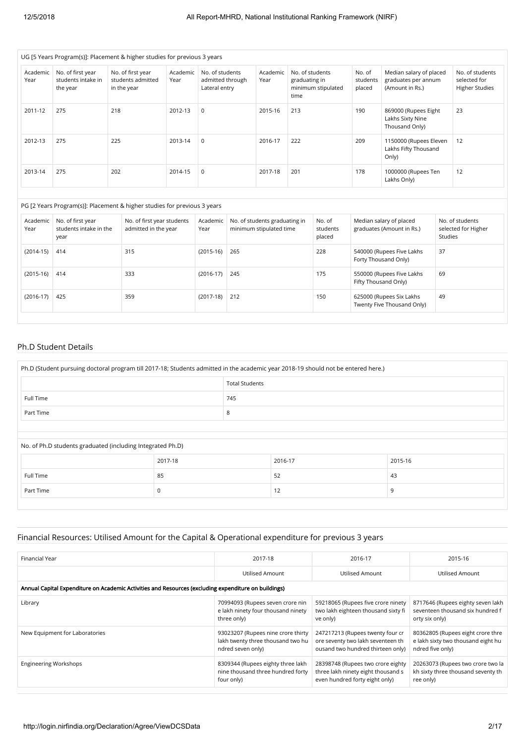UG [5 Years Program(s)]: Placement & higher studies for previous 3 years

| Academic Year | No. of first year students intake in the year | No. of first year students admitted in the year | Academic Year | No. of students admitted through Lateral entry | Academic Year | No. of students graduating in minimum stipulated time | No. of students placed | Median salary of placed graduates per annum (Amount in Rs.) | No. of students selected for Higher Studies |
|---|---|---|---|---|---|---|---|---|---|
| 2011-12 | 275 | 218 | 2012-13 | 0 | 2015-16 | 213 | 190 | 869000 (Rupees Eight Lakhs Sixty Nine Thousand Only) | 23 |
| 2012-13 | 275 | 225 | 2013-14 | 0 | 2016-17 | 222 | 209 | 1150000 (Rupees Eleven Lakhs Fifty Thousand Only) | 12 |
| 2013-14 | 275 | 202 | 2014-15 | 0 | 2017-18 | 201 | 178 | 1000000 (Rupees Ten Lakhs Only) | 12 |

PG [2 Years Program(s)]: Placement & higher studies for previous 3 years

| Academic Year | No. of first year students intake in the year | No. of first year students admitted in the year | Academic Year | No. of students graduating in minimum stipulated time | No. of students placed | Median salary of placed graduates (Amount in Rs.) | No. of students selected for Higher Studies |
|---|---|---|---|---|---|---|---|
| (2014-15) | 414 | 315 | (2015-16) | 265 | 228 | 540000 (Rupees Five Lakhs Forty Thousand Only) | 37 |
| (2015-16) | 414 | 333 | (2016-17) | 245 | 175 | 550000 (Rupees Five Lakhs Fifty Thousand Only) | 69 |
| (2016-17) | 425 | 359 | (2017-18) | 212 | 150 | 625000 (Rupees Six Lakhs Twenty Five Thousand Only) | 49 |

## Ph.D Student Details

Ph.D (Student pursuing doctoral program till 2017-18; Students admitted in the academic year 2018-19 should not be entered here.)

| | Total Students |
|---|---|
| Full Time | 745 |
| Part Time | 8 |

No. of Ph.D students graduated (including Integrated Ph.D)

| | 2017-18 | 2016-17 | 2015-16 |
|---|---|---|---|
| Full Time | 85 | 52 | 43 |
| Part Time | 0 | 12 | 9 |

## Financial Resources: Utilised Amount for the Capital & Operational expenditure for previous 3 years

| Financial Year | 2017-18 | 2016-17 | 2015-16 |
|---|---|---|---|
| | Utilised Amount | Utilised Amount | Utilised Amount |
| **Annual Capital Expenditure on Academic Activities and Resources (excluding expenditure on buildings)** | | | |
| Library | 70994093 (Rupees seven crore nine lakh ninety four thousand ninety three only) | 59218065 (Rupees five crore ninety two lakh eighteen thousand sixty five only) | 8717646 (Rupees eighty seven lakh seventeen thousand six hundred forty six only) |
| New Equipment for Laboratories | 93023207 (Rupees nine crore thirty lakh twenty three thousand two hundred seven only) | 247217213 (Rupees twenty four crore seventy two lakh seventeen thousand two hundred thirteen only) | 80362805 (Rupees eight crore three lakh sixty two thousand eight hundred five only) |
| Engineering Workshops | 8309344 (Rupees eighty three lakh nine thousand three hundred forty four only) | 28398748 (Rupees two crore eighty three lakh ninety eight thousand seven hundred forty eight only) | 20263073 (Rupees two crore two lakh sixty three thousand seventy three only) |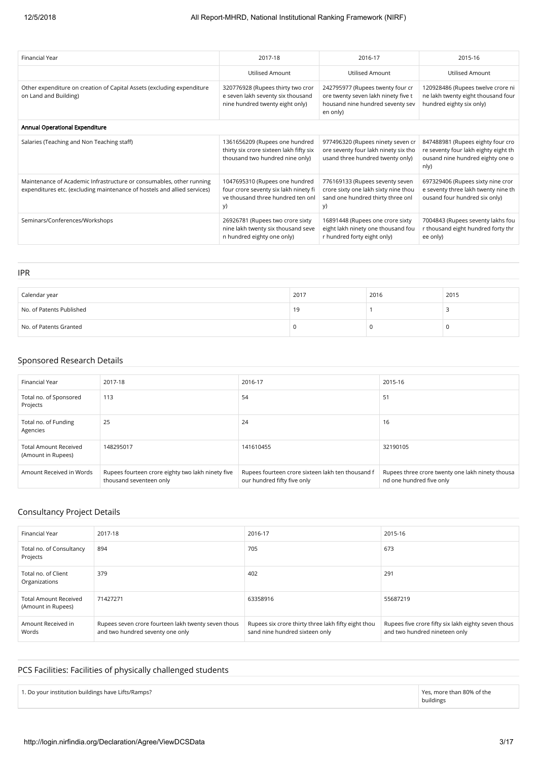| Financial Year | 2017-18 | 2016-17 | 2015-16 |
|---|---|---|---|
| | Utilised Amount | Utilised Amount | Utilised Amount |
| Other expenditure on creation of Capital Assets (excluding expenditure on Land and Building) | 320776928 (Rupees thirty two crore seven lakh seventy six thousand nine hundred twenty eight only) | 242795977 (Rupees twenty four crore twenty seven lakh ninety five thousand nine hundred seventy seven only) | 120928486 (Rupees twelve crore nine lakh twenty eight thousand four hundred eighty six only) |
| **Annual Operational Expenditure** | | | |
| Salaries (Teaching and Non Teaching staff) | 1361656209 (Rupees one hundred thirty six crore sixteen lakh fifty six thousand two hundred nine only) | 977496320 (Rupees ninety seven crore seventy four lakh ninety six thousand three hundred twenty only) | 847488981 (Rupees eighty four crore seventy four lakh eighty eight thousand nine hundred eighty one only) |
| Maintenance of Academic Infrastructure or consumables, other running expenditures etc. (excluding maintenance of hostels and allied services) | 1047695310 (Rupees one hundred four crore seventy six lakh ninety five thousand three hundred ten only) | 776169133 (Rupees seventy seven crore sixty one lakh sixty nine thousand one hundred thirty three only) | 697329406 (Rupees sixty nine crore seventy three lakh twenty nine thousand four hundred six only) |
| Seminars/Conferences/Workshops | 26926781 (Rupees two crore sixty nine lakh twenty six thousand seven hundred eighty one only) | 16891448 (Rupees one crore sixty eight lakh ninety one thousand four hundred forty eight only) | 7004843 (Rupees seventy lakhs four thousand eight hundred forty three only) |

## IPR

| Calendar year | 2017 | 2016 | 2015 |
|---|---|---|---|
| No. of Patents Published | 19 | 1 | 3 |
| No. of Patents Granted | 0 | 0 | 0 |

## Sponsored Research Details

| Financial Year | 2017-18 | 2016-17 | 2015-16 |
|---|---|---|---|
| Total no. of Sponsored Projects | 113 | 54 | 51 |
| Total no. of Funding Agencies | 25 | 24 | 16 |
| Total Amount Received (Amount in Rupees) | 148295017 | 141610455 | 32190105 |
| Amount Received in Words | Rupees fourteen crore eighty two lakh ninety five thousand seventeen only | Rupees fourteen crore sixteen lakh ten thousand four hundred fifty five only | Rupees three crore twenty one lakh ninety thousand one hundred five only |

## Consultancy Project Details

| Financial Year | 2017-18 | 2016-17 | 2015-16 |
|---|---|---|---|
| Total no. of Consultancy Projects | 894 | 705 | 673 |
| Total no. of Client Organizations | 379 | 402 | 291 |
| Total Amount Received (Amount in Rupees) | 71427271 | 63358916 | 55687219 |
| Amount Received in Words | Rupees seven crore fourteen lakh twenty seven thousand two hundred seventy one only | Rupees six crore thirty three lakh fifty eight thousand nine hundred sixteen only | Rupees five crore fifty six lakh eighty seven thousand two hundred nineteen only |

## PCS Facilities: Facilities of physically challenged students

| | |
|---|---|
| 1. Do your institution buildings have Lifts/Ramps? | Yes, more than 80% of the buildings |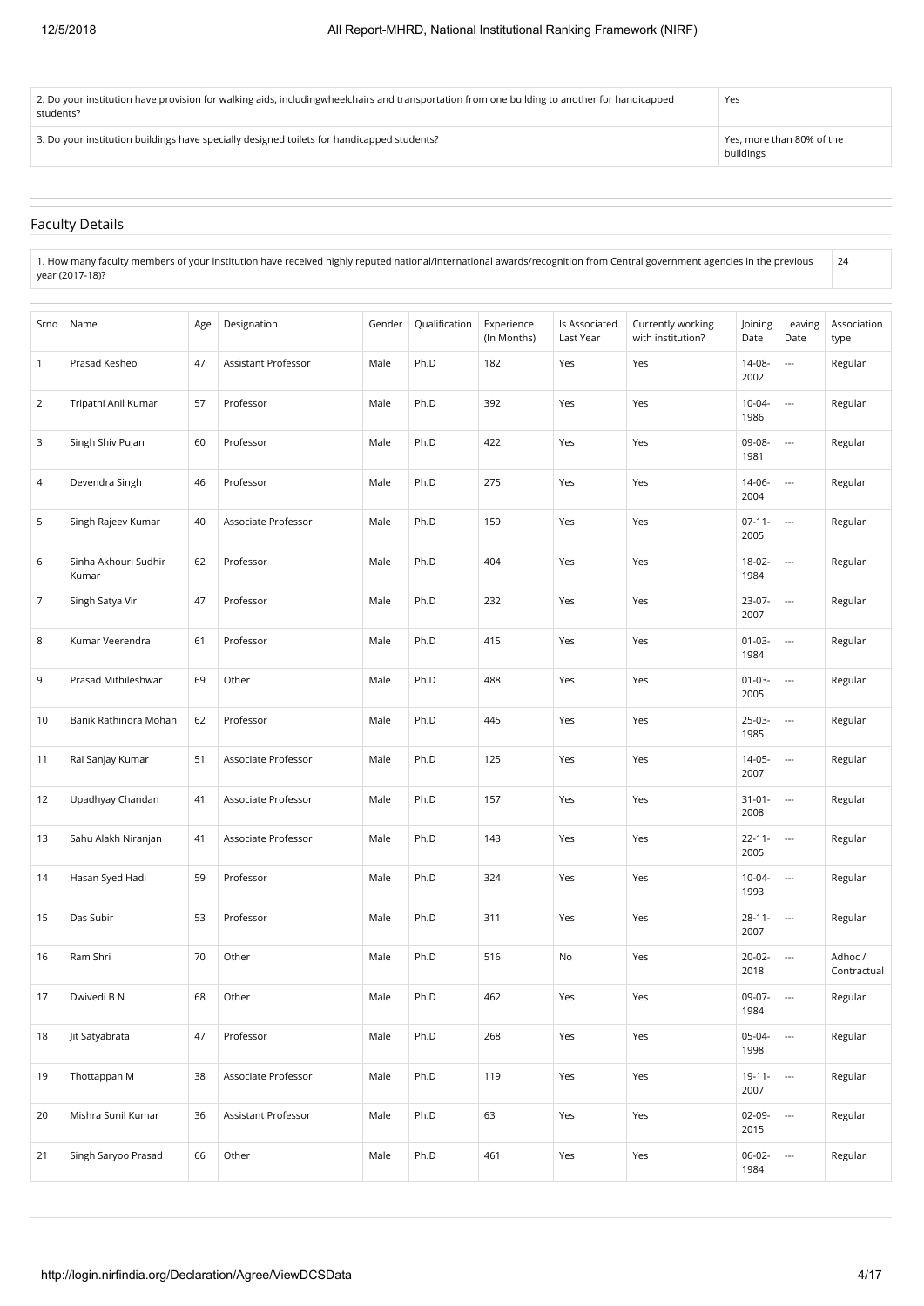| | |
|---|---|
| 2. Do your institution have provision for walking aids, includingwheelchairs and transportation from one building to another for handicapped students? | Yes |
| 3. Do your institution buildings have specially designed toilets for handicapped students? | Yes, more than 80% of the buildings |

## Faculty Details

| | |
|---|---|
| 1. How many faculty members of your institution have received highly reputed national/international awards/recognition from Central government agencies in the previous year (2017-18)? | 24 |

| Srno | Name | Age | Designation | Gender | Qualification | Experience (In Months) | Is Associated Last Year | Currently working with institution? | Joining Date | Leaving Date | Association type |
|---|---|---|---|---|---|---|---|---|---|---|---|
| 1 | Prasad Kesheo | 47 | Assistant Professor | Male | Ph.D | 182 | Yes | Yes | 14-08-2002 | --- | Regular |
| 2 | Tripathi Anil Kumar | 57 | Professor | Male | Ph.D | 392 | Yes | Yes | 10-04-1986 | --- | Regular |
| 3 | Singh Shiv Pujan | 60 | Professor | Male | Ph.D | 422 | Yes | Yes | 09-08-1981 | --- | Regular |
| 4 | Devendra Singh | 46 | Professor | Male | Ph.D | 275 | Yes | Yes | 14-06-2004 | --- | Regular |
| 5 | Singh Rajeev Kumar | 40 | Associate Professor | Male | Ph.D | 159 | Yes | Yes | 07-11-2005 | --- | Regular |
| 6 | Sinha Akhouri Sudhir Kumar | 62 | Professor | Male | Ph.D | 404 | Yes | Yes | 18-02-1984 | --- | Regular |
| 7 | Singh Satya Vir | 47 | Professor | Male | Ph.D | 232 | Yes | Yes | 23-07-2007 | --- | Regular |
| 8 | Kumar Veerendra | 61 | Professor | Male | Ph.D | 415 | Yes | Yes | 01-03-1984 | --- | Regular |
| 9 | Prasad Mithileshwar | 69 | Other | Male | Ph.D | 488 | Yes | Yes | 01-03-2005 | --- | Regular |
| 10 | Banik Rathindra Mohan | 62 | Professor | Male | Ph.D | 445 | Yes | Yes | 25-03-1985 | --- | Regular |
| 11 | Rai Sanjay Kumar | 51 | Associate Professor | Male | Ph.D | 125 | Yes | Yes | 14-05-2007 | --- | Regular |
| 12 | Upadhyay Chandan | 41 | Associate Professor | Male | Ph.D | 157 | Yes | Yes | 31-01-2008 | --- | Regular |
| 13 | Sahu Alakh Niranjan | 41 | Associate Professor | Male | Ph.D | 143 | Yes | Yes | 22-11-2005 | --- | Regular |
| 14 | Hasan Syed Hadi | 59 | Professor | Male | Ph.D | 324 | Yes | Yes | 10-04-1993 | --- | Regular |
| 15 | Das Subir | 53 | Professor | Male | Ph.D | 311 | Yes | Yes | 28-11-2007 | --- | Regular |
| 16 | Ram Shri | 70 | Other | Male | Ph.D | 516 | No | Yes | 20-02-2018 | --- | Adhoc / Contractual |
| 17 | Dwivedi B N | 68 | Other | Male | Ph.D | 462 | Yes | Yes | 09-07-1984 | --- | Regular |
| 18 | Jit Satyabrata | 47 | Professor | Male | Ph.D | 268 | Yes | Yes | 05-04-1998 | --- | Regular |
| 19 | Thottappan M | 38 | Associate Professor | Male | Ph.D | 119 | Yes | Yes | 19-11-2007 | --- | Regular |
| 20 | Mishra Sunil Kumar | 36 | Assistant Professor | Male | Ph.D | 63 | Yes | Yes | 02-09-2015 | --- | Regular |
| 21 | Singh Saryoo Prasad | 66 | Other | Male | Ph.D | 461 | Yes | Yes | 06-02-1984 | --- | Regular |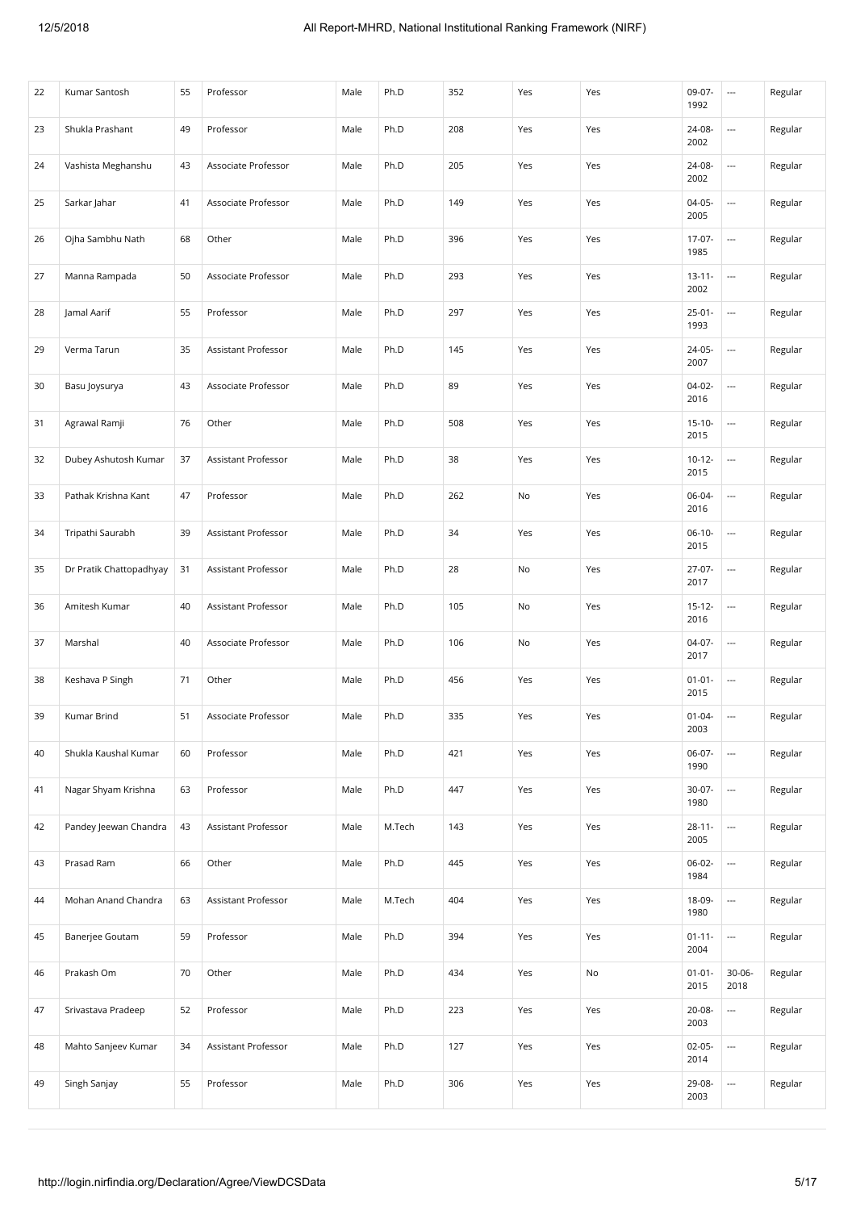| 22 | Kumar Santosh | 55 | Professor | Male | Ph.D | 352 | Yes | Yes | 09-07-1992 | --- | Regular |
|---|---|---|---|---|---|---|---|---|---|---|---|
| 23 | Shukla Prashant | 49 | Professor | Male | Ph.D | 208 | Yes | Yes | 24-08-2002 | --- | Regular |
| 24 | Vashista Meghanshu | 43 | Associate Professor | Male | Ph.D | 205 | Yes | Yes | 24-08-2002 | --- | Regular |
| 25 | Sarkar Jahar | 41 | Associate Professor | Male | Ph.D | 149 | Yes | Yes | 04-05-2005 | --- | Regular |
| 26 | Ojha Sambhu Nath | 68 | Other | Male | Ph.D | 396 | Yes | Yes | 17-07-1985 | --- | Regular |
| 27 | Manna Rampada | 50 | Associate Professor | Male | Ph.D | 293 | Yes | Yes | 13-11-2002 | --- | Regular |
| 28 | Jamal Aarif | 55 | Professor | Male | Ph.D | 297 | Yes | Yes | 25-01-1993 | --- | Regular |
| 29 | Verma Tarun | 35 | Assistant Professor | Male | Ph.D | 145 | Yes | Yes | 24-05-2007 | --- | Regular |
| 30 | Basu Joysurya | 43 | Associate Professor | Male | Ph.D | 89 | Yes | Yes | 04-02-2016 | --- | Regular |
| 31 | Agrawal Ramji | 76 | Other | Male | Ph.D | 508 | Yes | Yes | 15-10-2015 | --- | Regular |
| 32 | Dubey Ashutosh Kumar | 37 | Assistant Professor | Male | Ph.D | 38 | Yes | Yes | 10-12-2015 | --- | Regular |
| 33 | Pathak Krishna Kant | 47 | Professor | Male | Ph.D | 262 | No | Yes | 06-04-2016 | --- | Regular |
| 34 | Tripathi Saurabh | 39 | Assistant Professor | Male | Ph.D | 34 | Yes | Yes | 06-10-2015 | --- | Regular |
| 35 | Dr Pratik Chattopadhyay | 31 | Assistant Professor | Male | Ph.D | 28 | No | Yes | 27-07-2017 | --- | Regular |
| 36 | Amitesh Kumar | 40 | Assistant Professor | Male | Ph.D | 105 | No | Yes | 15-12-2016 | --- | Regular |
| 37 | Marshal | 40 | Associate Professor | Male | Ph.D | 106 | No | Yes | 04-07-2017 | --- | Regular |
| 38 | Keshava P Singh | 71 | Other | Male | Ph.D | 456 | Yes | Yes | 01-01-2015 | --- | Regular |
| 39 | Kumar Brind | 51 | Associate Professor | Male | Ph.D | 335 | Yes | Yes | 01-04-2003 | --- | Regular |
| 40 | Shukla Kaushal Kumar | 60 | Professor | Male | Ph.D | 421 | Yes | Yes | 06-07-1990 | --- | Regular |
| 41 | Nagar Shyam Krishna | 63 | Professor | Male | Ph.D | 447 | Yes | Yes | 30-07-1980 | --- | Regular |
| 42 | Pandey Jeewan Chandra | 43 | Assistant Professor | Male | M.Tech | 143 | Yes | Yes | 28-11-2005 | --- | Regular |
| 43 | Prasad Ram | 66 | Other | Male | Ph.D | 445 | Yes | Yes | 06-02-1984 | --- | Regular |
| 44 | Mohan Anand Chandra | 63 | Assistant Professor | Male | M.Tech | 404 | Yes | Yes | 18-09-1980 | --- | Regular |
| 45 | Banerjee Goutam | 59 | Professor | Male | Ph.D | 394 | Yes | Yes | 01-11-2004 | --- | Regular |
| 46 | Prakash Om | 70 | Other | Male | Ph.D | 434 | Yes | No | 01-01-2015 | 30-06-2018 | Regular |
| 47 | Srivastava Pradeep | 52 | Professor | Male | Ph.D | 223 | Yes | Yes | 20-08-2003 | --- | Regular |
| 48 | Mahto Sanjeev Kumar | 34 | Assistant Professor | Male | Ph.D | 127 | Yes | Yes | 02-05-2014 | --- | Regular |
| 49 | Singh Sanjay | 55 | Professor | Male | Ph.D | 306 | Yes | Yes | 29-08-2003 | --- | Regular |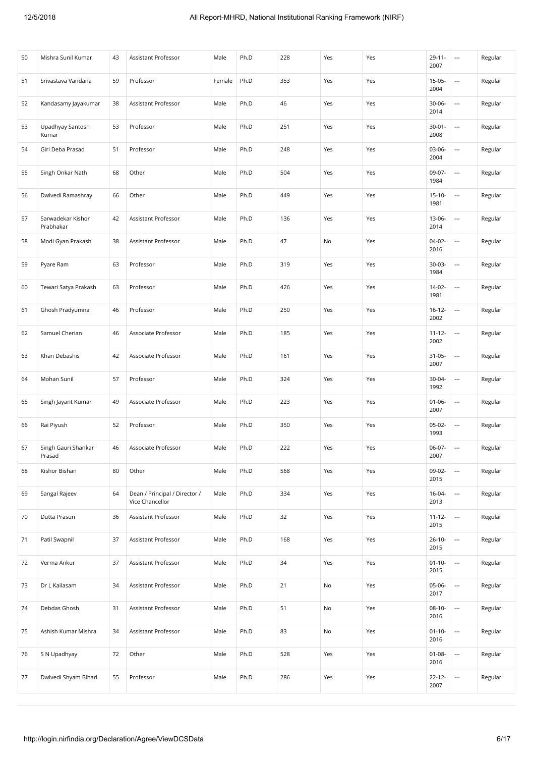| 50 | Mishra Sunil Kumar | 43 | Assistant Professor | Male | Ph.D | 228 | Yes | Yes | 29-11-2007 | --- | Regular |
|---|---|---|---|---|---|---|---|---|---|---|---|
| 51 | Srivastava Vandana | 59 | Professor | Female | Ph.D | 353 | Yes | Yes | 15-05-2004 | --- | Regular |
| 52 | Kandasamy Jayakumar | 38 | Assistant Professor | Male | Ph.D | 46 | Yes | Yes | 30-06-2014 | --- | Regular |
| 53 | Upadhyay Santosh Kumar | 53 | Professor | Male | Ph.D | 251 | Yes | Yes | 30-01-2008 | --- | Regular |
| 54 | Giri Deba Prasad | 51 | Professor | Male | Ph.D | 248 | Yes | Yes | 03-06-2004 | --- | Regular |
| 55 | Singh Onkar Nath | 68 | Other | Male | Ph.D | 504 | Yes | Yes | 09-07-1984 | --- | Regular |
| 56 | Dwivedi Ramashray | 66 | Other | Male | Ph.D | 449 | Yes | Yes | 15-10-1981 | --- | Regular |
| 57 | Sarwadekar Kishor Prabhakar | 42 | Assistant Professor | Male | Ph.D | 136 | Yes | Yes | 13-06-2014 | --- | Regular |
| 58 | Modi Gyan Prakash | 38 | Assistant Professor | Male | Ph.D | 47 | No | Yes | 04-02-2016 | --- | Regular |
| 59 | Pyare Ram | 63 | Professor | Male | Ph.D | 319 | Yes | Yes | 30-03-1984 | --- | Regular |
| 60 | Tewari Satya Prakash | 63 | Professor | Male | Ph.D | 426 | Yes | Yes | 14-02-1981 | --- | Regular |
| 61 | Ghosh Pradyumna | 46 | Professor | Male | Ph.D | 250 | Yes | Yes | 16-12-2002 | --- | Regular |
| 62 | Samuel Cherian | 46 | Associate Professor | Male | Ph.D | 185 | Yes | Yes | 11-12-2002 | --- | Regular |
| 63 | Khan Debashis | 42 | Associate Professor | Male | Ph.D | 161 | Yes | Yes | 31-05-2007 | --- | Regular |
| 64 | Mohan Sunil | 57 | Professor | Male | Ph.D | 324 | Yes | Yes | 30-04-1992 | --- | Regular |
| 65 | Singh Jayant Kumar | 49 | Associate Professor | Male | Ph.D | 223 | Yes | Yes | 01-06-2007 | --- | Regular |
| 66 | Rai Piyush | 52 | Professor | Male | Ph.D | 350 | Yes | Yes | 05-02-1993 | --- | Regular |
| 67 | Singh Gauri Shankar Prasad | 46 | Associate Professor | Male | Ph.D | 222 | Yes | Yes | 06-07-2007 | --- | Regular |
| 68 | Kishor Bishan | 80 | Other | Male | Ph.D | 568 | Yes | Yes | 09-02-2015 | --- | Regular |
| 69 | Sangal Rajeev | 64 | Dean / Principal / Director / Vice Chancellor | Male | Ph.D | 334 | Yes | Yes | 16-04-2013 | --- | Regular |
| 70 | Dutta Prasun | 36 | Assistant Professor | Male | Ph.D | 32 | Yes | Yes | 11-12-2015 | --- | Regular |
| 71 | Patil Swapnil | 37 | Assistant Professor | Male | Ph.D | 168 | Yes | Yes | 26-10-2015 | --- | Regular |
| 72 | Verma Ankur | 37 | Assistant Professor | Male | Ph.D | 34 | Yes | Yes | 01-10-2015 | --- | Regular |
| 73 | Dr L Kailasam | 34 | Assistant Professor | Male | Ph.D | 21 | No | Yes | 05-06-2017 | --- | Regular |
| 74 | Debdas Ghosh | 31 | Assistant Professor | Male | Ph.D | 51 | No | Yes | 08-10-2016 | --- | Regular |
| 75 | Ashish Kumar Mishra | 34 | Assistant Professor | Male | Ph.D | 83 | No | Yes | 01-10-2016 | --- | Regular |
| 76 | S N Upadhyay | 72 | Other | Male | Ph.D | 528 | Yes | Yes | 01-08-2016 | --- | Regular |
| 77 | Dwivedi Shyam Bihari | 55 | Professor | Male | Ph.D | 286 | Yes | Yes | 22-12-2007 | --- | Regular |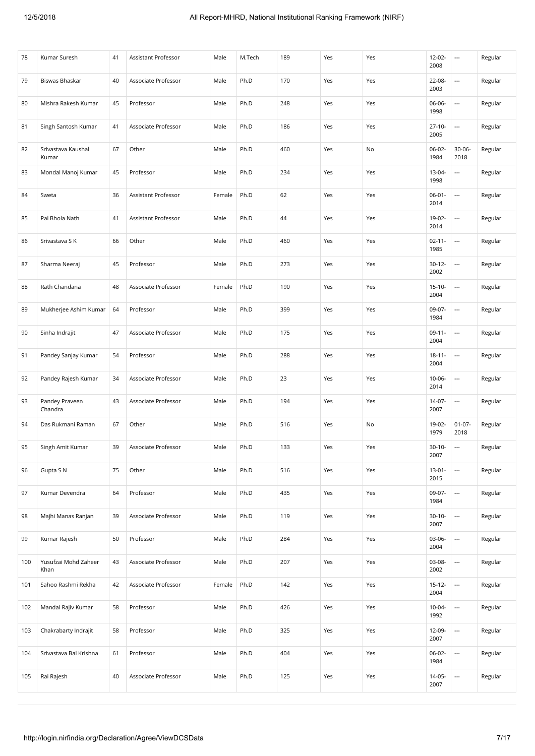| 78 | Kumar Suresh | 41 | Assistant Professor | Male | M.Tech | 189 | Yes | Yes | 12-02-2008 | --- | Regular |
|---|---|---|---|---|---|---|---|---|---|---|---|
| 79 | Biswas Bhaskar | 40 | Associate Professor | Male | Ph.D | 170 | Yes | Yes | 22-08-2003 | --- | Regular |
| 80 | Mishra Rakesh Kumar | 45 | Professor | Male | Ph.D | 248 | Yes | Yes | 06-06-1998 | --- | Regular |
| 81 | Singh Santosh Kumar | 41 | Associate Professor | Male | Ph.D | 186 | Yes | Yes | 27-10-2005 | --- | Regular |
| 82 | Srivastava Kaushal Kumar | 67 | Other | Male | Ph.D | 460 | Yes | No | 06-02-1984 | 30-06-2018 | Regular |
| 83 | Mondal Manoj Kumar | 45 | Professor | Male | Ph.D | 234 | Yes | Yes | 13-04-1998 | --- | Regular |
| 84 | Sweta | 36 | Assistant Professor | Female | Ph.D | 62 | Yes | Yes | 06-01-2014 | --- | Regular |
| 85 | Pal Bhola Nath | 41 | Assistant Professor | Male | Ph.D | 44 | Yes | Yes | 19-02-2014 | --- | Regular |
| 86 | Srivastava S K | 66 | Other | Male | Ph.D | 460 | Yes | Yes | 02-11-1985 | --- | Regular |
| 87 | Sharma Neeraj | 45 | Professor | Male | Ph.D | 273 | Yes | Yes | 30-12-2002 | --- | Regular |
| 88 | Rath Chandana | 48 | Associate Professor | Female | Ph.D | 190 | Yes | Yes | 15-10-2004 | --- | Regular |
| 89 | Mukherjee Ashim Kumar | 64 | Professor | Male | Ph.D | 399 | Yes | Yes | 09-07-1984 | --- | Regular |
| 90 | Sinha Indrajit | 47 | Associate Professor | Male | Ph.D | 175 | Yes | Yes | 09-11-2004 | --- | Regular |
| 91 | Pandey Sanjay Kumar | 54 | Professor | Male | Ph.D | 288 | Yes | Yes | 18-11-2004 | --- | Regular |
| 92 | Pandey Rajesh Kumar | 34 | Associate Professor | Male | Ph.D | 23 | Yes | Yes | 10-06-2014 | --- | Regular |
| 93 | Pandey Praveen Chandra | 43 | Associate Professor | Male | Ph.D | 194 | Yes | Yes | 14-07-2007 | --- | Regular |
| 94 | Das Rukmani Raman | 67 | Other | Male | Ph.D | 516 | Yes | No | 19-02-1979 | 01-07-2018 | Regular |
| 95 | Singh Amit Kumar | 39 | Associate Professor | Male | Ph.D | 133 | Yes | Yes | 30-10-2007 | --- | Regular |
| 96 | Gupta S N | 75 | Other | Male | Ph.D | 516 | Yes | Yes | 13-01-2015 | --- | Regular |
| 97 | Kumar Devendra | 64 | Professor | Male | Ph.D | 435 | Yes | Yes | 09-07-1984 | --- | Regular |
| 98 | Majhi Manas Ranjan | 39 | Associate Professor | Male | Ph.D | 119 | Yes | Yes | 30-10-2007 | --- | Regular |
| 99 | Kumar Rajesh | 50 | Professor | Male | Ph.D | 284 | Yes | Yes | 03-06-2004 | --- | Regular |
| 100 | Yusufzai Mohd Zaheer Khan | 43 | Associate Professor | Male | Ph.D | 207 | Yes | Yes | 03-08-2002 | --- | Regular |
| 101 | Sahoo Rashmi Rekha | 42 | Associate Professor | Female | Ph.D | 142 | Yes | Yes | 15-12-2004 | --- | Regular |
| 102 | Mandal Rajiv Kumar | 58 | Professor | Male | Ph.D | 426 | Yes | Yes | 10-04-1992 | --- | Regular |
| 103 | Chakrabarty Indrajit | 58 | Professor | Male | Ph.D | 325 | Yes | Yes | 12-09-2007 | --- | Regular |
| 104 | Srivastava Bal Krishna | 61 | Professor | Male | Ph.D | 404 | Yes | Yes | 06-02-1984 | --- | Regular |
| 105 | Rai Rajesh | 40 | Associate Professor | Male | Ph.D | 125 | Yes | Yes | 14-05-2007 | --- | Regular |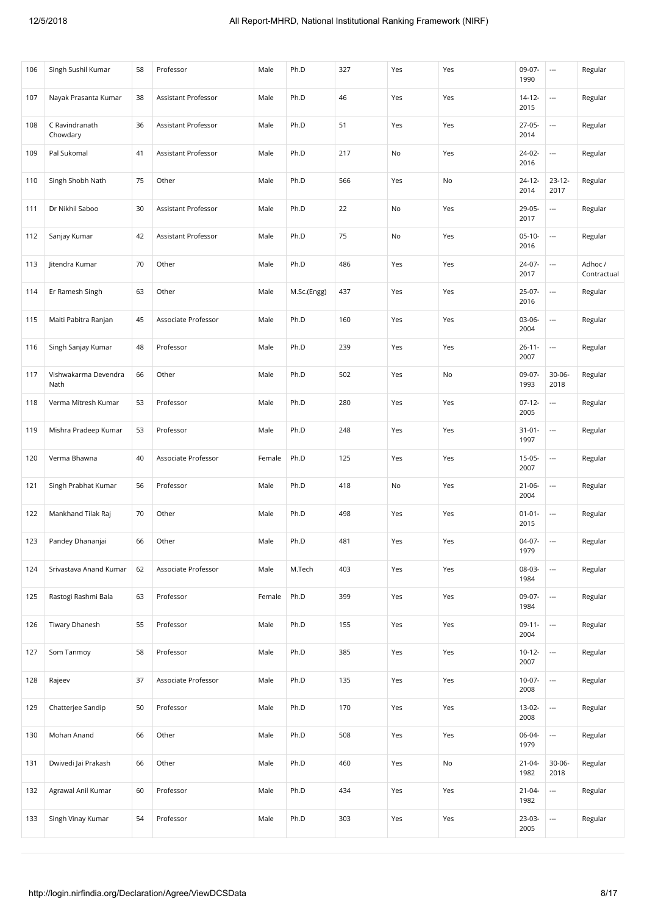| 106 | Singh Sushil Kumar | 58 | Professor | Male | Ph.D | 327 | Yes | Yes | 09-07-1990 | --- | Regular |
|---|---|---|---|---|---|---|---|---|---|---|---|
| 107 | Nayak Prasanta Kumar | 38 | Assistant Professor | Male | Ph.D | 46 | Yes | Yes | 14-12-2015 | --- | Regular |
| 108 | C Ravindranath Chowdary | 36 | Assistant Professor | Male | Ph.D | 51 | Yes | Yes | 27-05-2014 | --- | Regular |
| 109 | Pal Sukomal | 41 | Assistant Professor | Male | Ph.D | 217 | No | Yes | 24-02-2016 | --- | Regular |
| 110 | Singh Shobh Nath | 75 | Other | Male | Ph.D | 566 | Yes | No | 24-12-2014 | 23-12-2017 | Regular |
| 111 | Dr Nikhil Saboo | 30 | Assistant Professor | Male | Ph.D | 22 | No | Yes | 29-05-2017 | --- | Regular |
| 112 | Sanjay Kumar | 42 | Assistant Professor | Male | Ph.D | 75 | No | Yes | 05-10-2016 | --- | Regular |
| 113 | Jitendra Kumar | 70 | Other | Male | Ph.D | 486 | Yes | Yes | 24-07-2017 | --- | Adhoc / Contractual |
| 114 | Er Ramesh Singh | 63 | Other | Male | M.Sc.(Engg) | 437 | Yes | Yes | 25-07-2016 | --- | Regular |
| 115 | Maiti Pabitra Ranjan | 45 | Associate Professor | Male | Ph.D | 160 | Yes | Yes | 03-06-2004 | --- | Regular |
| 116 | Singh Sanjay Kumar | 48 | Professor | Male | Ph.D | 239 | Yes | Yes | 26-11-2007 | --- | Regular |
| 117 | Vishwakarma Devendra Nath | 66 | Other | Male | Ph.D | 502 | Yes | No | 09-07-1993 | 30-06-2018 | Regular |
| 118 | Verma Mitresh Kumar | 53 | Professor | Male | Ph.D | 280 | Yes | Yes | 07-12-2005 | --- | Regular |
| 119 | Mishra Pradeep Kumar | 53 | Professor | Male | Ph.D | 248 | Yes | Yes | 31-01-1997 | --- | Regular |
| 120 | Verma Bhawna | 40 | Associate Professor | Female | Ph.D | 125 | Yes | Yes | 15-05-2007 | --- | Regular |
| 121 | Singh Prabhat Kumar | 56 | Professor | Male | Ph.D | 418 | No | Yes | 21-06-2004 | --- | Regular |
| 122 | Mankhand Tilak Raj | 70 | Other | Male | Ph.D | 498 | Yes | Yes | 01-01-2015 | --- | Regular |
| 123 | Pandey Dhananjai | 66 | Other | Male | Ph.D | 481 | Yes | Yes | 04-07-1979 | --- | Regular |
| 124 | Srivastava Anand Kumar | 62 | Associate Professor | Male | M.Tech | 403 | Yes | Yes | 08-03-1984 | --- | Regular |
| 125 | Rastogi Rashmi Bala | 63 | Professor | Female | Ph.D | 399 | Yes | Yes | 09-07-1984 | --- | Regular |
| 126 | Tiwary Dhanesh | 55 | Professor | Male | Ph.D | 155 | Yes | Yes | 09-11-2004 | --- | Regular |
| 127 | Som Tanmoy | 58 | Professor | Male | Ph.D | 385 | Yes | Yes | 10-12-2007 | --- | Regular |
| 128 | Rajeev | 37 | Associate Professor | Male | Ph.D | 135 | Yes | Yes | 10-07-2008 | --- | Regular |
| 129 | Chatterjee Sandip | 50 | Professor | Male | Ph.D | 170 | Yes | Yes | 13-02-2008 | --- | Regular |
| 130 | Mohan Anand | 66 | Other | Male | Ph.D | 508 | Yes | Yes | 06-04-1979 | --- | Regular |
| 131 | Dwivedi Jai Prakash | 66 | Other | Male | Ph.D | 460 | Yes | No | 21-04-1982 | 30-06-2018 | Regular |
| 132 | Agrawal Anil Kumar | 60 | Professor | Male | Ph.D | 434 | Yes | Yes | 21-04-1982 | --- | Regular |
| 133 | Singh Vinay Kumar | 54 | Professor | Male | Ph.D | 303 | Yes | Yes | 23-03-2005 | --- | Regular |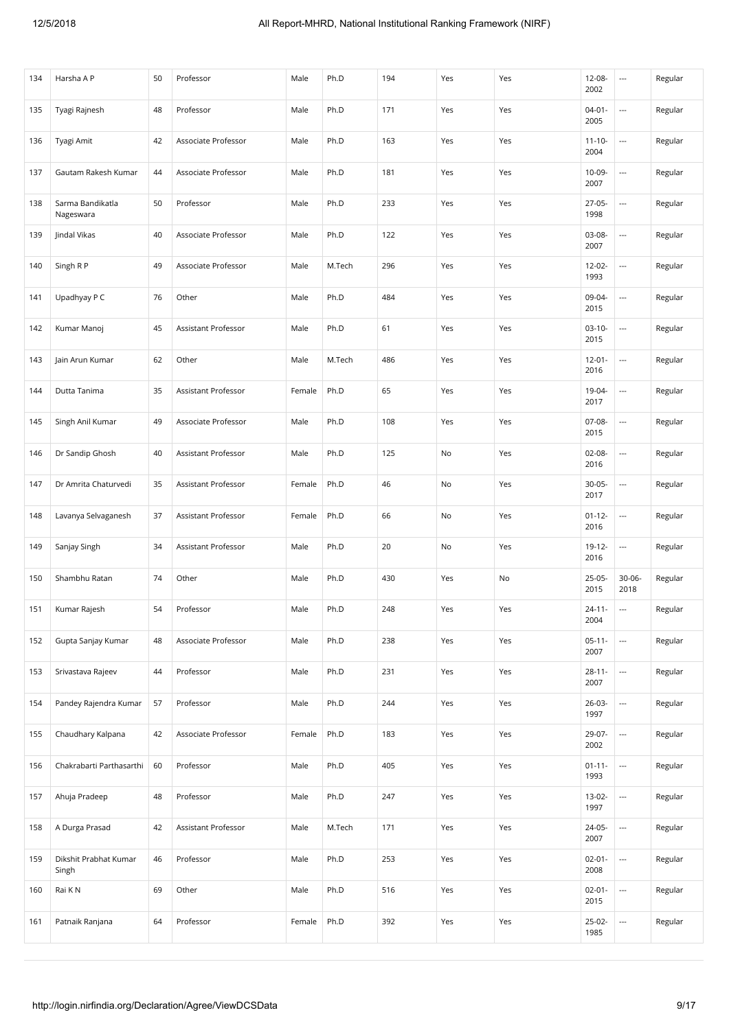| 134 | Harsha A P | 50 | Professor | Male | Ph.D | 194 | Yes | Yes | 12-08-2002 | --- | Regular |
|---|---|---|---|---|---|---|---|---|---|---|---|
| 135 | Tyagi Rajnesh | 48 | Professor | Male | Ph.D | 171 | Yes | Yes | 04-01-2005 | --- | Regular |
| 136 | Tyagi Amit | 42 | Associate Professor | Male | Ph.D | 163 | Yes | Yes | 11-10-2004 | --- | Regular |
| 137 | Gautam Rakesh Kumar | 44 | Associate Professor | Male | Ph.D | 181 | Yes | Yes | 10-09-2007 | --- | Regular |
| 138 | Sarma Bandikatla Nageswara | 50 | Professor | Male | Ph.D | 233 | Yes | Yes | 27-05-1998 | --- | Regular |
| 139 | Jindal Vikas | 40 | Associate Professor | Male | Ph.D | 122 | Yes | Yes | 03-08-2007 | --- | Regular |
| 140 | Singh R P | 49 | Associate Professor | Male | M.Tech | 296 | Yes | Yes | 12-02-1993 | --- | Regular |
| 141 | Upadhyay P C | 76 | Other | Male | Ph.D | 484 | Yes | Yes | 09-04-2015 | --- | Regular |
| 142 | Kumar Manoj | 45 | Assistant Professor | Male | Ph.D | 61 | Yes | Yes | 03-10-2015 | --- | Regular |
| 143 | Jain Arun Kumar | 62 | Other | Male | M.Tech | 486 | Yes | Yes | 12-01-2016 | --- | Regular |
| 144 | Dutta Tanima | 35 | Assistant Professor | Female | Ph.D | 65 | Yes | Yes | 19-04-2017 | --- | Regular |
| 145 | Singh Anil Kumar | 49 | Associate Professor | Male | Ph.D | 108 | Yes | Yes | 07-08-2015 | --- | Regular |
| 146 | Dr Sandip Ghosh | 40 | Assistant Professor | Male | Ph.D | 125 | No | Yes | 02-08-2016 | --- | Regular |
| 147 | Dr Amrita Chaturvedi | 35 | Assistant Professor | Female | Ph.D | 46 | No | Yes | 30-05-2017 | --- | Regular |
| 148 | Lavanya Selvaganesh | 37 | Assistant Professor | Female | Ph.D | 66 | No | Yes | 01-12-2016 | --- | Regular |
| 149 | Sanjay Singh | 34 | Assistant Professor | Male | Ph.D | 20 | No | Yes | 19-12-2016 | --- | Regular |
| 150 | Shambhu Ratan | 74 | Other | Male | Ph.D | 430 | Yes | No | 25-05-2015 | 30-06-2018 | Regular |
| 151 | Kumar Rajesh | 54 | Professor | Male | Ph.D | 248 | Yes | Yes | 24-11-2004 | --- | Regular |
| 152 | Gupta Sanjay Kumar | 48 | Associate Professor | Male | Ph.D | 238 | Yes | Yes | 05-11-2007 | --- | Regular |
| 153 | Srivastava Rajeev | 44 | Professor | Male | Ph.D | 231 | Yes | Yes | 28-11-2007 | --- | Regular |
| 154 | Pandey Rajendra Kumar | 57 | Professor | Male | Ph.D | 244 | Yes | Yes | 26-03-1997 | --- | Regular |
| 155 | Chaudhary Kalpana | 42 | Associate Professor | Female | Ph.D | 183 | Yes | Yes | 29-07-2002 | --- | Regular |
| 156 | Chakrabarti Parthasarthi | 60 | Professor | Male | Ph.D | 405 | Yes | Yes | 01-11-1993 | --- | Regular |
| 157 | Ahuja Pradeep | 48 | Professor | Male | Ph.D | 247 | Yes | Yes | 13-02-1997 | --- | Regular |
| 158 | A Durga Prasad | 42 | Assistant Professor | Male | M.Tech | 171 | Yes | Yes | 24-05-2007 | --- | Regular |
| 159 | Dikshit Prabhat Kumar Singh | 46 | Professor | Male | Ph.D | 253 | Yes | Yes | 02-01-2008 | --- | Regular |
| 160 | Rai K N | 69 | Other | Male | Ph.D | 516 | Yes | Yes | 02-01-2015 | --- | Regular |
| 161 | Patnaik Ranjana | 64 | Professor | Female | Ph.D | 392 | Yes | Yes | 25-02-1985 | --- | Regular |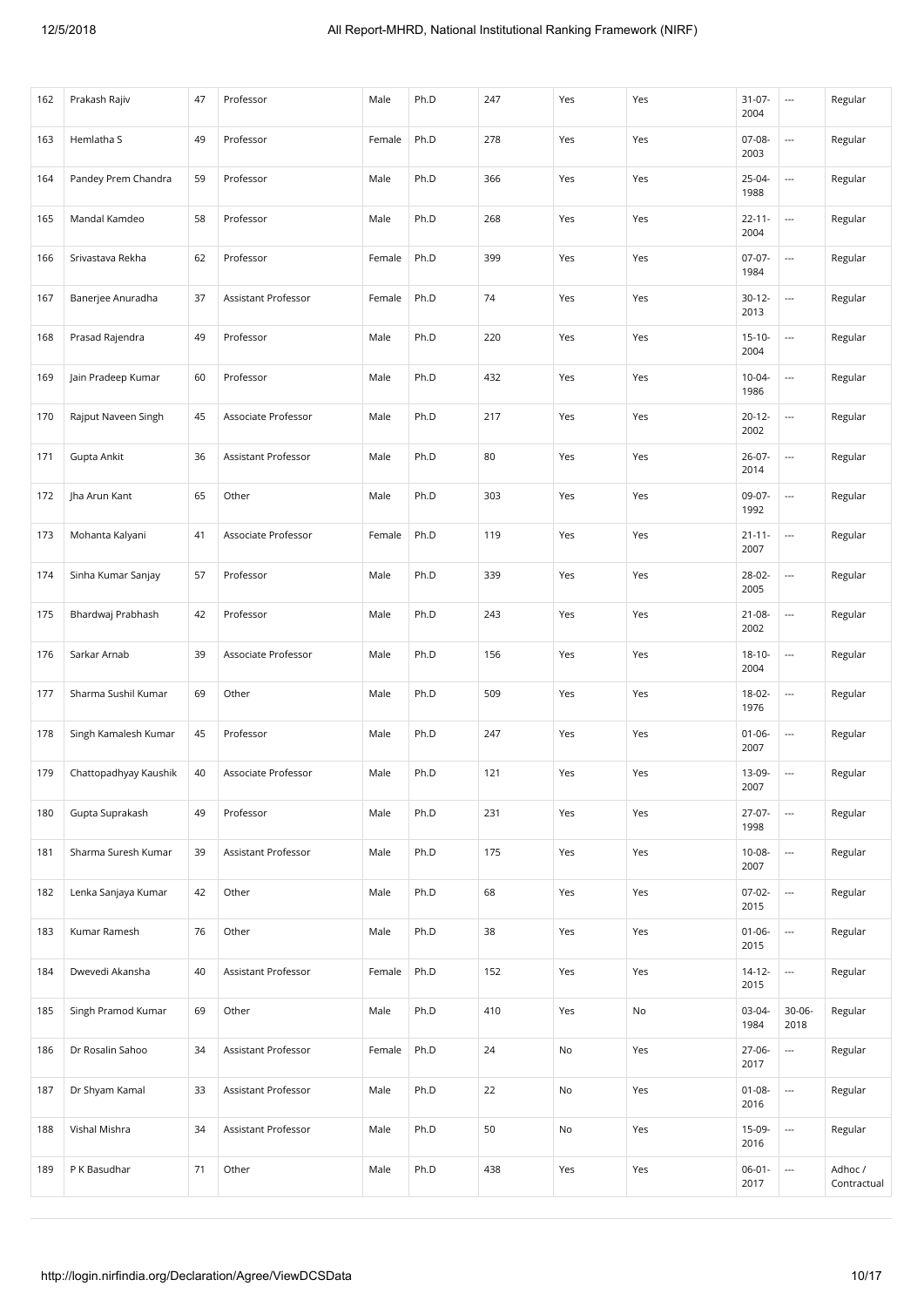| 162 | Prakash Rajiv | 47 | Professor | Male | Ph.D | 247 | Yes | Yes | 31-07-2004 | --- | Regular |
|---|---|---|---|---|---|---|---|---|---|---|---|
| 163 | Hemlatha S | 49 | Professor | Female | Ph.D | 278 | Yes | Yes | 07-08-2003 | --- | Regular |
| 164 | Pandey Prem Chandra | 59 | Professor | Male | Ph.D | 366 | Yes | Yes | 25-04-1988 | --- | Regular |
| 165 | Mandal Kamdeo | 58 | Professor | Male | Ph.D | 268 | Yes | Yes | 22-11-2004 | --- | Regular |
| 166 | Srivastava Rekha | 62 | Professor | Female | Ph.D | 399 | Yes | Yes | 07-07-1984 | --- | Regular |
| 167 | Banerjee Anuradha | 37 | Assistant Professor | Female | Ph.D | 74 | Yes | Yes | 30-12-2013 | --- | Regular |
| 168 | Prasad Rajendra | 49 | Professor | Male | Ph.D | 220 | Yes | Yes | 15-10-2004 | --- | Regular |
| 169 | Jain Pradeep Kumar | 60 | Professor | Male | Ph.D | 432 | Yes | Yes | 10-04-1986 | --- | Regular |
| 170 | Rajput Naveen Singh | 45 | Associate Professor | Male | Ph.D | 217 | Yes | Yes | 20-12-2002 | --- | Regular |
| 171 | Gupta Ankit | 36 | Assistant Professor | Male | Ph.D | 80 | Yes | Yes | 26-07-2014 | --- | Regular |
| 172 | Jha Arun Kant | 65 | Other | Male | Ph.D | 303 | Yes | Yes | 09-07-1992 | --- | Regular |
| 173 | Mohanta Kalyani | 41 | Associate Professor | Female | Ph.D | 119 | Yes | Yes | 21-11-2007 | --- | Regular |
| 174 | Sinha Kumar Sanjay | 57 | Professor | Male | Ph.D | 339 | Yes | Yes | 28-02-2005 | --- | Regular |
| 175 | Bhardwaj Prabhash | 42 | Professor | Male | Ph.D | 243 | Yes | Yes | 21-08-2002 | --- | Regular |
| 176 | Sarkar Arnab | 39 | Associate Professor | Male | Ph.D | 156 | Yes | Yes | 18-10-2004 | --- | Regular |
| 177 | Sharma Sushil Kumar | 69 | Other | Male | Ph.D | 509 | Yes | Yes | 18-02-1976 | --- | Regular |
| 178 | Singh Kamalesh Kumar | 45 | Professor | Male | Ph.D | 247 | Yes | Yes | 01-06-2007 | --- | Regular |
| 179 | Chattopadhyay Kaushik | 40 | Associate Professor | Male | Ph.D | 121 | Yes | Yes | 13-09-2007 | --- | Regular |
| 180 | Gupta Suprakash | 49 | Professor | Male | Ph.D | 231 | Yes | Yes | 27-07-1998 | --- | Regular |
| 181 | Sharma Suresh Kumar | 39 | Assistant Professor | Male | Ph.D | 175 | Yes | Yes | 10-08-2007 | --- | Regular |
| 182 | Lenka Sanjaya Kumar | 42 | Other | Male | Ph.D | 68 | Yes | Yes | 07-02-2015 | --- | Regular |
| 183 | Kumar Ramesh | 76 | Other | Male | Ph.D | 38 | Yes | Yes | 01-06-2015 | --- | Regular |
| 184 | Dwevedi Akansha | 40 | Assistant Professor | Female | Ph.D | 152 | Yes | Yes | 14-12-2015 | --- | Regular |
| 185 | Singh Pramod Kumar | 69 | Other | Male | Ph.D | 410 | Yes | No | 03-04-1984 | 30-06-2018 | Regular |
| 186 | Dr Rosalin Sahoo | 34 | Assistant Professor | Female | Ph.D | 24 | No | Yes | 27-06-2017 | --- | Regular |
| 187 | Dr Shyam Kamal | 33 | Assistant Professor | Male | Ph.D | 22 | No | Yes | 01-08-2016 | --- | Regular |
| 188 | Vishal Mishra | 34 | Assistant Professor | Male | Ph.D | 50 | No | Yes | 15-09-2016 | --- | Regular |
| 189 | P K Basudhar | 71 | Other | Male | Ph.D | 438 | Yes | Yes | 06-01-2017 | --- | Adhoc / Contractual |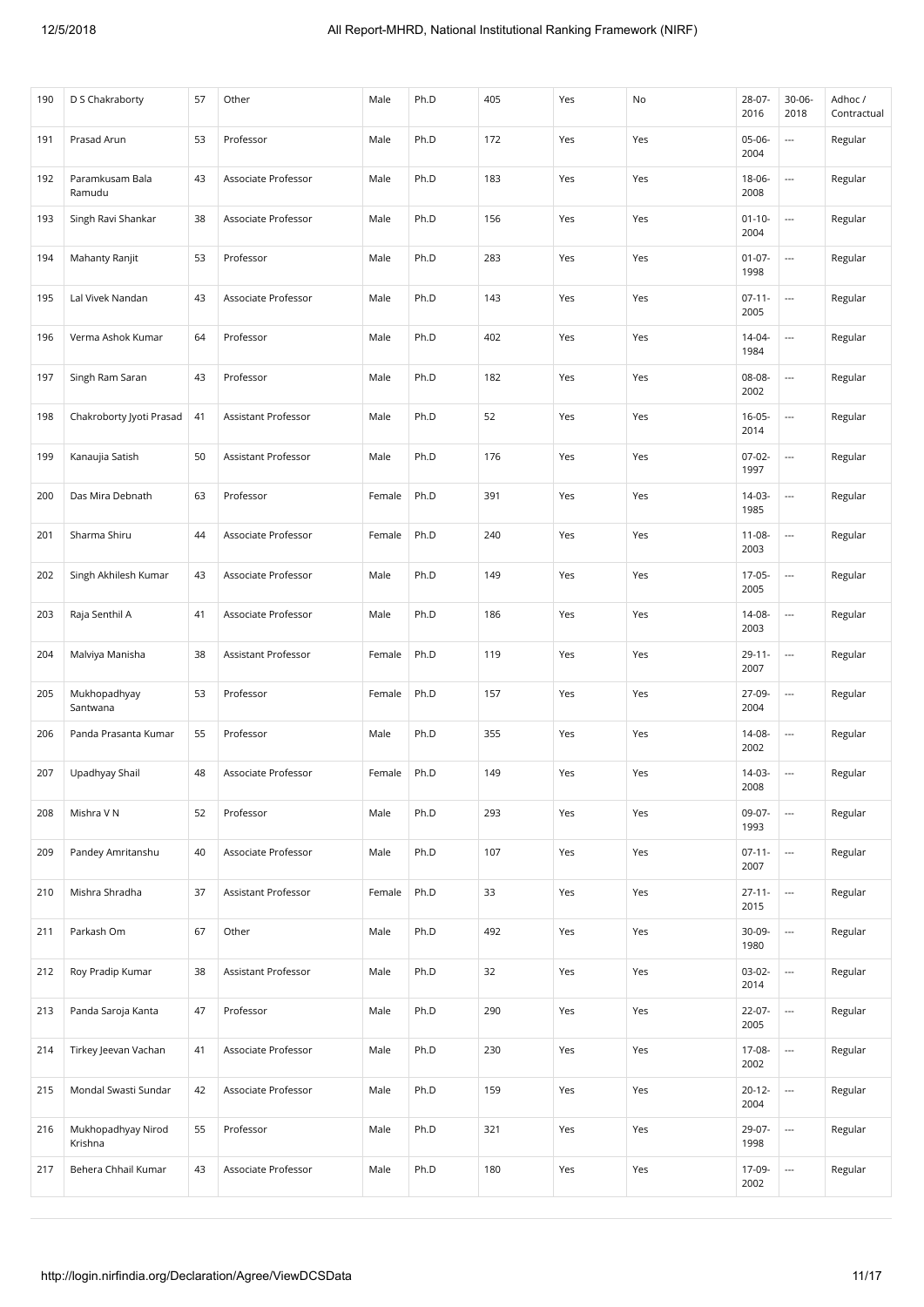| 190 | D S Chakraborty | 57 | Other | Male | Ph.D | 405 | Yes | No | 28-07-2016 | 30-06-2018 | Adhoc / Contractual |
|---|---|---|---|---|---|---|---|---|---|---|---|
| 191 | Prasad Arun | 53 | Professor | Male | Ph.D | 172 | Yes | Yes | 05-06-2004 | --- | Regular |
| 192 | Paramkusam Bala Ramudu | 43 | Associate Professor | Male | Ph.D | 183 | Yes | Yes | 18-06-2008 | --- | Regular |
| 193 | Singh Ravi Shankar | 38 | Associate Professor | Male | Ph.D | 156 | Yes | Yes | 01-10-2004 | --- | Regular |
| 194 | Mahanty Ranjit | 53 | Professor | Male | Ph.D | 283 | Yes | Yes | 01-07-1998 | --- | Regular |
| 195 | Lal Vivek Nandan | 43 | Associate Professor | Male | Ph.D | 143 | Yes | Yes | 07-11-2005 | --- | Regular |
| 196 | Verma Ashok Kumar | 64 | Professor | Male | Ph.D | 402 | Yes | Yes | 14-04-1984 | --- | Regular |
| 197 | Singh Ram Saran | 43 | Professor | Male | Ph.D | 182 | Yes | Yes | 08-08-2002 | --- | Regular |
| 198 | Chakroborty Jyoti Prasad | 41 | Assistant Professor | Male | Ph.D | 52 | Yes | Yes | 16-05-2014 | --- | Regular |
| 199 | Kanaujia Satish | 50 | Assistant Professor | Male | Ph.D | 176 | Yes | Yes | 07-02-1997 | --- | Regular |
| 200 | Das Mira Debnath | 63 | Professor | Female | Ph.D | 391 | Yes | Yes | 14-03-1985 | --- | Regular |
| 201 | Sharma Shiru | 44 | Associate Professor | Female | Ph.D | 240 | Yes | Yes | 11-08-2003 | --- | Regular |
| 202 | Singh Akhilesh Kumar | 43 | Associate Professor | Male | Ph.D | 149 | Yes | Yes | 17-05-2005 | --- | Regular |
| 203 | Raja Senthil A | 41 | Associate Professor | Male | Ph.D | 186 | Yes | Yes | 14-08-2003 | --- | Regular |
| 204 | Malviya Manisha | 38 | Assistant Professor | Female | Ph.D | 119 | Yes | Yes | 29-11-2007 | --- | Regular |
| 205 | Mukhopadhyay Santwana | 53 | Professor | Female | Ph.D | 157 | Yes | Yes | 27-09-2004 | --- | Regular |
| 206 | Panda Prasanta Kumar | 55 | Professor | Male | Ph.D | 355 | Yes | Yes | 14-08-2002 | --- | Regular |
| 207 | Upadhyay Shail | 48 | Associate Professor | Female | Ph.D | 149 | Yes | Yes | 14-03-2008 | --- | Regular |
| 208 | Mishra V N | 52 | Professor | Male | Ph.D | 293 | Yes | Yes | 09-07-1993 | --- | Regular |
| 209 | Pandey Amritanshu | 40 | Associate Professor | Male | Ph.D | 107 | Yes | Yes | 07-11-2007 | --- | Regular |
| 210 | Mishra Shradha | 37 | Assistant Professor | Female | Ph.D | 33 | Yes | Yes | 27-11-2015 | --- | Regular |
| 211 | Parkash Om | 67 | Other | Male | Ph.D | 492 | Yes | Yes | 30-09-1980 | --- | Regular |
| 212 | Roy Pradip Kumar | 38 | Assistant Professor | Male | Ph.D | 32 | Yes | Yes | 03-02-2014 | --- | Regular |
| 213 | Panda Saroja Kanta | 47 | Professor | Male | Ph.D | 290 | Yes | Yes | 22-07-2005 | --- | Regular |
| 214 | Tirkey Jeevan Vachan | 41 | Associate Professor | Male | Ph.D | 230 | Yes | Yes | 17-08-2002 | --- | Regular |
| 215 | Mondal Swasti Sundar | 42 | Associate Professor | Male | Ph.D | 159 | Yes | Yes | 20-12-2004 | --- | Regular |
| 216 | Mukhopadhyay Nirod Krishna | 55 | Professor | Male | Ph.D | 321 | Yes | Yes | 29-07-1998 | --- | Regular |
| 217 | Behera Chhail Kumar | 43 | Associate Professor | Male | Ph.D | 180 | Yes | Yes | 17-09-2002 | --- | Regular |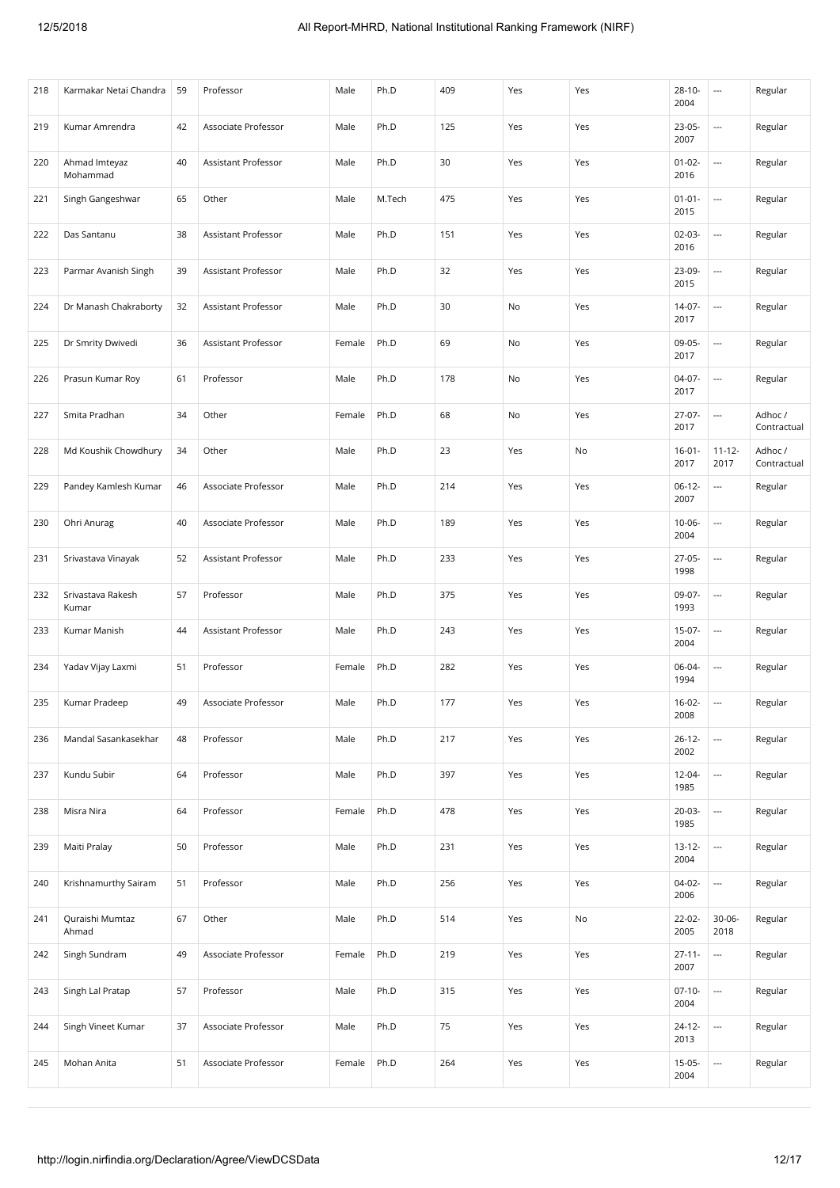| 218 | Karmakar Netai Chandra | 59 | Professor | Male | Ph.D | 409 | Yes | Yes | 28-10-2004 | --- | Regular |
|---|---|---|---|---|---|---|---|---|---|---|---|
| 219 | Kumar Amrendra | 42 | Associate Professor | Male | Ph.D | 125 | Yes | Yes | 23-05-2007 | --- | Regular |
| 220 | Ahmad Imteyaz Mohammad | 40 | Assistant Professor | Male | Ph.D | 30 | Yes | Yes | 01-02-2016 | --- | Regular |
| 221 | Singh Gangeshwar | 65 | Other | Male | M.Tech | 475 | Yes | Yes | 01-01-2015 | --- | Regular |
| 222 | Das Santanu | 38 | Assistant Professor | Male | Ph.D | 151 | Yes | Yes | 02-03-2016 | --- | Regular |
| 223 | Parmar Avanish Singh | 39 | Assistant Professor | Male | Ph.D | 32 | Yes | Yes | 23-09-2015 | --- | Regular |
| 224 | Dr Manash Chakraborty | 32 | Assistant Professor | Male | Ph.D | 30 | No | Yes | 14-07-2017 | --- | Regular |
| 225 | Dr Smrity Dwivedi | 36 | Assistant Professor | Female | Ph.D | 69 | No | Yes | 09-05-2017 | --- | Regular |
| 226 | Prasun Kumar Roy | 61 | Professor | Male | Ph.D | 178 | No | Yes | 04-07-2017 | --- | Regular |
| 227 | Smita Pradhan | 34 | Other | Female | Ph.D | 68 | No | Yes | 27-07-2017 | --- | Adhoc / Contractual |
| 228 | Md Koushik Chowdhury | 34 | Other | Male | Ph.D | 23 | Yes | No | 16-01-2017 | 11-12-2017 | Adhoc / Contractual |
| 229 | Pandey Kamlesh Kumar | 46 | Associate Professor | Male | Ph.D | 214 | Yes | Yes | 06-12-2007 | --- | Regular |
| 230 | Ohri Anurag | 40 | Associate Professor | Male | Ph.D | 189 | Yes | Yes | 10-06-2004 | --- | Regular |
| 231 | Srivastava Vinayak | 52 | Assistant Professor | Male | Ph.D | 233 | Yes | Yes | 27-05-1998 | --- | Regular |
| 232 | Srivastava Rakesh Kumar | 57 | Professor | Male | Ph.D | 375 | Yes | Yes | 09-07-1993 | --- | Regular |
| 233 | Kumar Manish | 44 | Assistant Professor | Male | Ph.D | 243 | Yes | Yes | 15-07-2004 | --- | Regular |
| 234 | Yadav Vijay Laxmi | 51 | Professor | Female | Ph.D | 282 | Yes | Yes | 06-04-1994 | --- | Regular |
| 235 | Kumar Pradeep | 49 | Associate Professor | Male | Ph.D | 177 | Yes | Yes | 16-02-2008 | --- | Regular |
| 236 | Mandal Sasankasekhar | 48 | Professor | Male | Ph.D | 217 | Yes | Yes | 26-12-2002 | --- | Regular |
| 237 | Kundu Subir | 64 | Professor | Male | Ph.D | 397 | Yes | Yes | 12-04-1985 | --- | Regular |
| 238 | Misra Nira | 64 | Professor | Female | Ph.D | 478 | Yes | Yes | 20-03-1985 | --- | Regular |
| 239 | Maiti Pralay | 50 | Professor | Male | Ph.D | 231 | Yes | Yes | 13-12-2004 | --- | Regular |
| 240 | Krishnamurthy Sairam | 51 | Professor | Male | Ph.D | 256 | Yes | Yes | 04-02-2006 | --- | Regular |
| 241 | Quraishi Mumtaz Ahmad | 67 | Other | Male | Ph.D | 514 | Yes | No | 22-02-2005 | 30-06-2018 | Regular |
| 242 | Singh Sundram | 49 | Associate Professor | Female | Ph.D | 219 | Yes | Yes | 27-11-2007 | --- | Regular |
| 243 | Singh Lal Pratap | 57 | Professor | Male | Ph.D | 315 | Yes | Yes | 07-10-2004 | --- | Regular |
| 244 | Singh Vineet Kumar | 37 | Associate Professor | Male | Ph.D | 75 | Yes | Yes | 24-12-2013 | --- | Regular |
| 245 | Mohan Anita | 51 | Associate Professor | Female | Ph.D | 264 | Yes | Yes | 15-05-2004 | --- | Regular |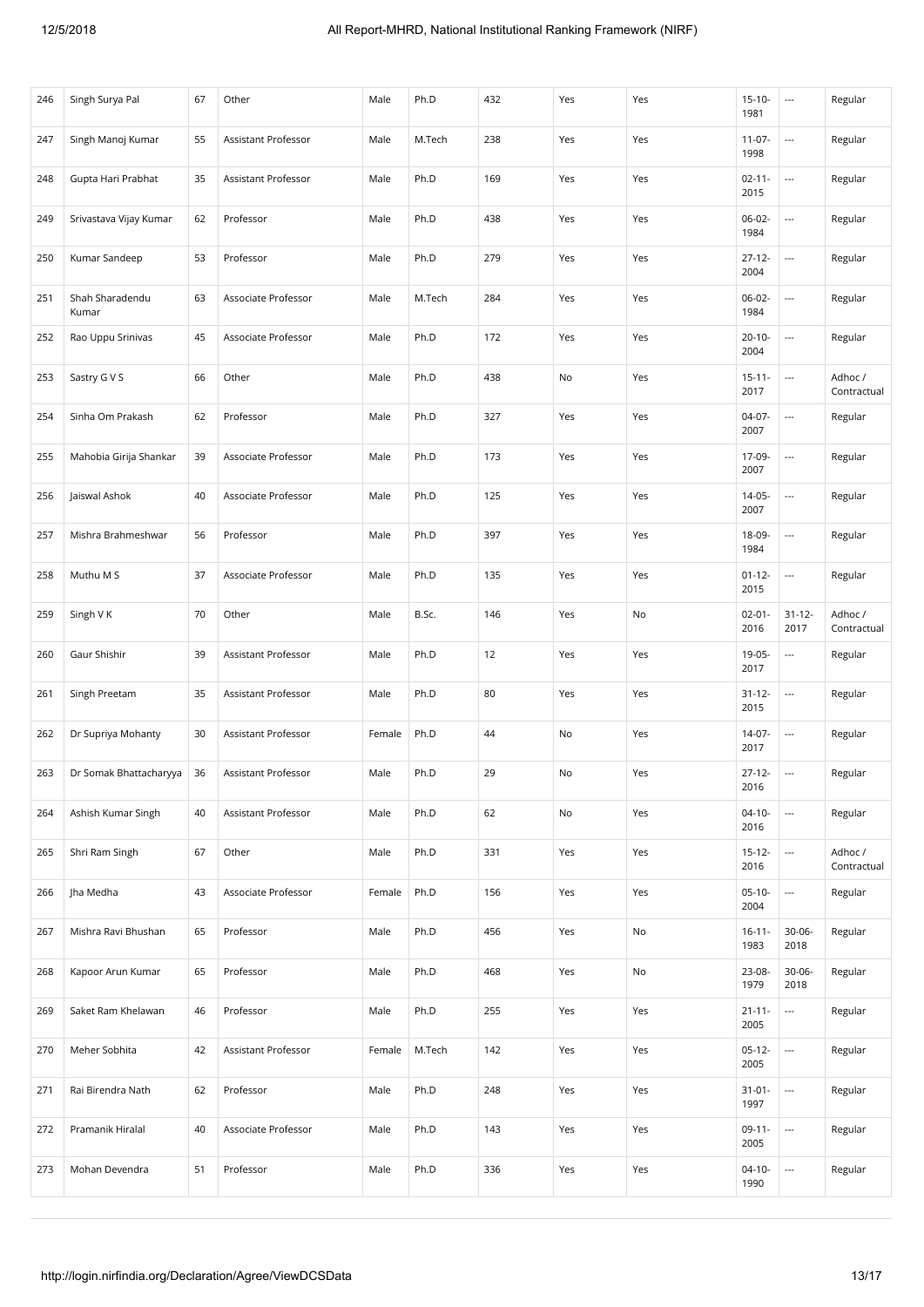| 246 | Singh Surya Pal | 67 | Other | Male | Ph.D | 432 | Yes | Yes | 15-10-1981 | --- | Regular |
|---|---|---|---|---|---|---|---|---|---|---|---|
| 247 | Singh Manoj Kumar | 55 | Assistant Professor | Male | M.Tech | 238 | Yes | Yes | 11-07-1998 | --- | Regular |
| 248 | Gupta Hari Prabhat | 35 | Assistant Professor | Male | Ph.D | 169 | Yes | Yes | 02-11-2015 | --- | Regular |
| 249 | Srivastava Vijay Kumar | 62 | Professor | Male | Ph.D | 438 | Yes | Yes | 06-02-1984 | --- | Regular |
| 250 | Kumar Sandeep | 53 | Professor | Male | Ph.D | 279 | Yes | Yes | 27-12-2004 | --- | Regular |
| 251 | Shah Sharadendu Kumar | 63 | Associate Professor | Male | M.Tech | 284 | Yes | Yes | 06-02-1984 | --- | Regular |
| 252 | Rao Uppu Srinivas | 45 | Associate Professor | Male | Ph.D | 172 | Yes | Yes | 20-10-2004 | --- | Regular |
| 253 | Sastry G V S | 66 | Other | Male | Ph.D | 438 | No | Yes | 15-11-2017 | --- | Adhoc / Contractual |
| 254 | Sinha Om Prakash | 62 | Professor | Male | Ph.D | 327 | Yes | Yes | 04-07-2007 | --- | Regular |
| 255 | Mahobia Girija Shankar | 39 | Associate Professor | Male | Ph.D | 173 | Yes | Yes | 17-09-2007 | --- | Regular |
| 256 | Jaiswal Ashok | 40 | Associate Professor | Male | Ph.D | 125 | Yes | Yes | 14-05-2007 | --- | Regular |
| 257 | Mishra Brahmeshwar | 56 | Professor | Male | Ph.D | 397 | Yes | Yes | 18-09-1984 | --- | Regular |
| 258 | Muthu M S | 37 | Associate Professor | Male | Ph.D | 135 | Yes | Yes | 01-12-2015 | --- | Regular |
| 259 | Singh V K | 70 | Other | Male | B.Sc. | 146 | Yes | No | 02-01-2016 | 31-12-2017 | Adhoc / Contractual |
| 260 | Gaur Shishir | 39 | Assistant Professor | Male | Ph.D | 12 | Yes | Yes | 19-05-2017 | --- | Regular |
| 261 | Singh Preetam | 35 | Assistant Professor | Male | Ph.D | 80 | Yes | Yes | 31-12-2015 | --- | Regular |
| 262 | Dr Supriya Mohanty | 30 | Assistant Professor | Female | Ph.D | 44 | No | Yes | 14-07-2017 | --- | Regular |
| 263 | Dr Somak Bhattacharyya | 36 | Assistant Professor | Male | Ph.D | 29 | No | Yes | 27-12-2016 | --- | Regular |
| 264 | Ashish Kumar Singh | 40 | Assistant Professor | Male | Ph.D | 62 | No | Yes | 04-10-2016 | --- | Regular |
| 265 | Shri Ram Singh | 67 | Other | Male | Ph.D | 331 | Yes | Yes | 15-12-2016 | --- | Adhoc / Contractual |
| 266 | Jha Medha | 43 | Associate Professor | Female | Ph.D | 156 | Yes | Yes | 05-10-2004 | --- | Regular |
| 267 | Mishra Ravi Bhushan | 65 | Professor | Male | Ph.D | 456 | Yes | No | 16-11-1983 | 30-06-2018 | Regular |
| 268 | Kapoor Arun Kumar | 65 | Professor | Male | Ph.D | 468 | Yes | No | 23-08-1979 | 30-06-2018 | Regular |
| 269 | Saket Ram Khelawan | 46 | Professor | Male | Ph.D | 255 | Yes | Yes | 21-11-2005 | --- | Regular |
| 270 | Meher Sobhita | 42 | Assistant Professor | Female | M.Tech | 142 | Yes | Yes | 05-12-2005 | --- | Regular |
| 271 | Rai Birendra Nath | 62 | Professor | Male | Ph.D | 248 | Yes | Yes | 31-01-1997 | --- | Regular |
| 272 | Pramanik Hiralal | 40 | Associate Professor | Male | Ph.D | 143 | Yes | Yes | 09-11-2005 | --- | Regular |
| 273 | Mohan Devendra | 51 | Professor | Male | Ph.D | 336 | Yes | Yes | 04-10-1990 | --- | Regular |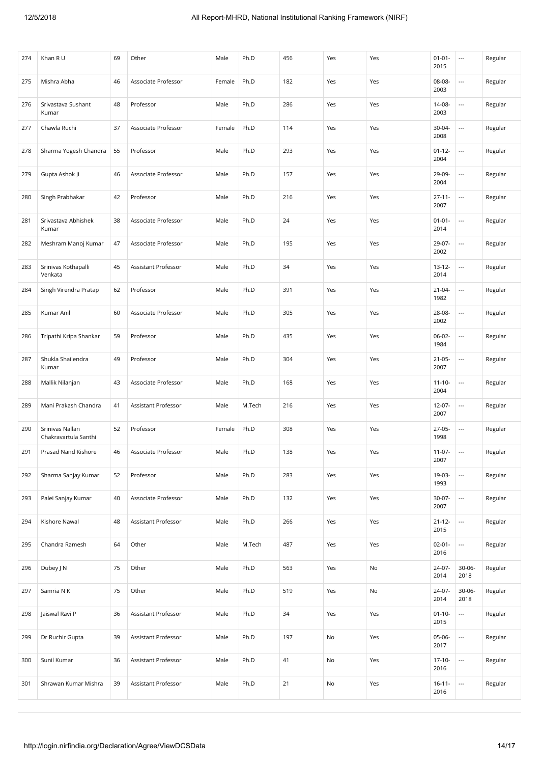| 274 | Khan R U | 69 | Other | Male | Ph.D | 456 | Yes | Yes | 01-01-2015 | --- | Regular |
|---|---|---|---|---|---|---|---|---|---|---|---|
| 275 | Mishra Abha | 46 | Associate Professor | Female | Ph.D | 182 | Yes | Yes | 08-08-2003 | --- | Regular |
| 276 | Srivastava Sushant Kumar | 48 | Professor | Male | Ph.D | 286 | Yes | Yes | 14-08-2003 | --- | Regular |
| 277 | Chawla Ruchi | 37 | Associate Professor | Female | Ph.D | 114 | Yes | Yes | 30-04-2008 | --- | Regular |
| 278 | Sharma Yogesh Chandra | 55 | Professor | Male | Ph.D | 293 | Yes | Yes | 01-12-2004 | --- | Regular |
| 279 | Gupta Ashok Ji | 46 | Associate Professor | Male | Ph.D | 157 | Yes | Yes | 29-09-2004 | --- | Regular |
| 280 | Singh Prabhakar | 42 | Professor | Male | Ph.D | 216 | Yes | Yes | 27-11-2007 | --- | Regular |
| 281 | Srivastava Abhishek Kumar | 38 | Associate Professor | Male | Ph.D | 24 | Yes | Yes | 01-01-2014 | --- | Regular |
| 282 | Meshram Manoj Kumar | 47 | Associate Professor | Male | Ph.D | 195 | Yes | Yes | 29-07-2002 | --- | Regular |
| 283 | Srinivas Kothapalli Venkata | 45 | Assistant Professor | Male | Ph.D | 34 | Yes | Yes | 13-12-2014 | --- | Regular |
| 284 | Singh Virendra Pratap | 62 | Professor | Male | Ph.D | 391 | Yes | Yes | 21-04-1982 | --- | Regular |
| 285 | Kumar Anil | 60 | Associate Professor | Male | Ph.D | 305 | Yes | Yes | 28-08-2002 | --- | Regular |
| 286 | Tripathi Kripa Shankar | 59 | Professor | Male | Ph.D | 435 | Yes | Yes | 06-02-1984 | --- | Regular |
| 287 | Shukla Shailendra Kumar | 49 | Professor | Male | Ph.D | 304 | Yes | Yes | 21-05-2007 | --- | Regular |
| 288 | Mallik Nilanjan | 43 | Associate Professor | Male | Ph.D | 168 | Yes | Yes | 11-10-2004 | --- | Regular |
| 289 | Mani Prakash Chandra | 41 | Assistant Professor | Male | M.Tech | 216 | Yes | Yes | 12-07-2007 | --- | Regular |
| 290 | Srinivas Nallan Chakravartula Santhi | 52 | Professor | Female | Ph.D | 308 | Yes | Yes | 27-05-1998 | --- | Regular |
| 291 | Prasad Nand Kishore | 46 | Associate Professor | Male | Ph.D | 138 | Yes | Yes | 11-07-2007 | --- | Regular |
| 292 | Sharma Sanjay Kumar | 52 | Professor | Male | Ph.D | 283 | Yes | Yes | 19-03-1993 | --- | Regular |
| 293 | Palei Sanjay Kumar | 40 | Associate Professor | Male | Ph.D | 132 | Yes | Yes | 30-07-2007 | --- | Regular |
| 294 | Kishore Nawal | 48 | Assistant Professor | Male | Ph.D | 266 | Yes | Yes | 21-12-2015 | --- | Regular |
| 295 | Chandra Ramesh | 64 | Other | Male | M.Tech | 487 | Yes | Yes | 02-01-2016 | --- | Regular |
| 296 | Dubey J N | 75 | Other | Male | Ph.D | 563 | Yes | No | 24-07-2014 | 30-06-2018 | Regular |
| 297 | Samria N K | 75 | Other | Male | Ph.D | 519 | Yes | No | 24-07-2014 | 30-06-2018 | Regular |
| 298 | Jaiswal Ravi P | 36 | Assistant Professor | Male | Ph.D | 34 | Yes | Yes | 01-10-2015 | --- | Regular |
| 299 | Dr Ruchir Gupta | 39 | Assistant Professor | Male | Ph.D | 197 | No | Yes | 05-06-2017 | --- | Regular |
| 300 | Sunil Kumar | 36 | Assistant Professor | Male | Ph.D | 41 | No | Yes | 17-10-2016 | --- | Regular |
| 301 | Shrawan Kumar Mishra | 39 | Assistant Professor | Male | Ph.D | 21 | No | Yes | 16-11-2016 | --- | Regular |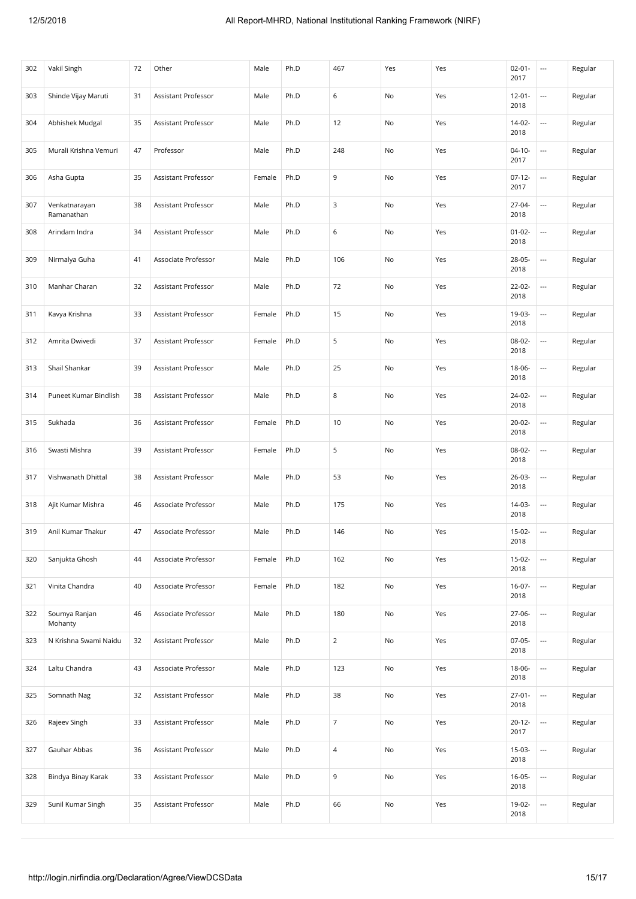| 302 | Vakil Singh | 72 | Other | Male | Ph.D | 467 | Yes | Yes | 02-01-2017 | --- | Regular |
|---|---|---|---|---|---|---|---|---|---|---|---|
| 303 | Shinde Vijay Maruti | 31 | Assistant Professor | Male | Ph.D | 6 | No | Yes | 12-01-2018 | --- | Regular |
| 304 | Abhishek Mudgal | 35 | Assistant Professor | Male | Ph.D | 12 | No | Yes | 14-02-2018 | --- | Regular |
| 305 | Murali Krishna Vemuri | 47 | Professor | Male | Ph.D | 248 | No | Yes | 04-10-2017 | --- | Regular |
| 306 | Asha Gupta | 35 | Assistant Professor | Female | Ph.D | 9 | No | Yes | 07-12-2017 | --- | Regular |
| 307 | Venkatnarayan Ramanathan | 38 | Assistant Professor | Male | Ph.D | 3 | No | Yes | 27-04-2018 | --- | Regular |
| 308 | Arindam Indra | 34 | Assistant Professor | Male | Ph.D | 6 | No | Yes | 01-02-2018 | --- | Regular |
| 309 | Nirmalya Guha | 41 | Associate Professor | Male | Ph.D | 106 | No | Yes | 28-05-2018 | --- | Regular |
| 310 | Manhar Charan | 32 | Assistant Professor | Male | Ph.D | 72 | No | Yes | 22-02-2018 | --- | Regular |
| 311 | Kavya Krishna | 33 | Assistant Professor | Female | Ph.D | 15 | No | Yes | 19-03-2018 | --- | Regular |
| 312 | Amrita Dwivedi | 37 | Assistant Professor | Female | Ph.D | 5 | No | Yes | 08-02-2018 | --- | Regular |
| 313 | Shail Shankar | 39 | Assistant Professor | Male | Ph.D | 25 | No | Yes | 18-06-2018 | --- | Regular |
| 314 | Puneet Kumar Bindlish | 38 | Assistant Professor | Male | Ph.D | 8 | No | Yes | 24-02-2018 | --- | Regular |
| 315 | Sukhada | 36 | Assistant Professor | Female | Ph.D | 10 | No | Yes | 20-02-2018 | --- | Regular |
| 316 | Swasti Mishra | 39 | Assistant Professor | Female | Ph.D | 5 | No | Yes | 08-02-2018 | --- | Regular |
| 317 | Vishwanath Dhittal | 38 | Assistant Professor | Male | Ph.D | 53 | No | Yes | 26-03-2018 | --- | Regular |
| 318 | Ajit Kumar Mishra | 46 | Associate Professor | Male | Ph.D | 175 | No | Yes | 14-03-2018 | --- | Regular |
| 319 | Anil Kumar Thakur | 47 | Associate Professor | Male | Ph.D | 146 | No | Yes | 15-02-2018 | --- | Regular |
| 320 | Sanjukta Ghosh | 44 | Associate Professor | Female | Ph.D | 162 | No | Yes | 15-02-2018 | --- | Regular |
| 321 | Vinita Chandra | 40 | Associate Professor | Female | Ph.D | 182 | No | Yes | 16-07-2018 | --- | Regular |
| 322 | Soumya Ranjan Mohanty | 46 | Associate Professor | Male | Ph.D | 180 | No | Yes | 27-06-2018 | --- | Regular |
| 323 | N Krishna Swami Naidu | 32 | Assistant Professor | Male | Ph.D | 2 | No | Yes | 07-05-2018 | --- | Regular |
| 324 | Laltu Chandra | 43 | Associate Professor | Male | Ph.D | 123 | No | Yes | 18-06-2018 | --- | Regular |
| 325 | Somnath Nag | 32 | Assistant Professor | Male | Ph.D | 38 | No | Yes | 27-01-2018 | --- | Regular |
| 326 | Rajeev Singh | 33 | Assistant Professor | Male | Ph.D | 7 | No | Yes | 20-12-2017 | --- | Regular |
| 327 | Gauhar Abbas | 36 | Assistant Professor | Male | Ph.D | 4 | No | Yes | 15-03-2018 | --- | Regular |
| 328 | Bindya Binay Karak | 33 | Assistant Professor | Male | Ph.D | 9 | No | Yes | 16-05-2018 | --- | Regular |
| 329 | Sunil Kumar Singh | 35 | Assistant Professor | Male | Ph.D | 66 | No | Yes | 19-02-2018 | --- | Regular |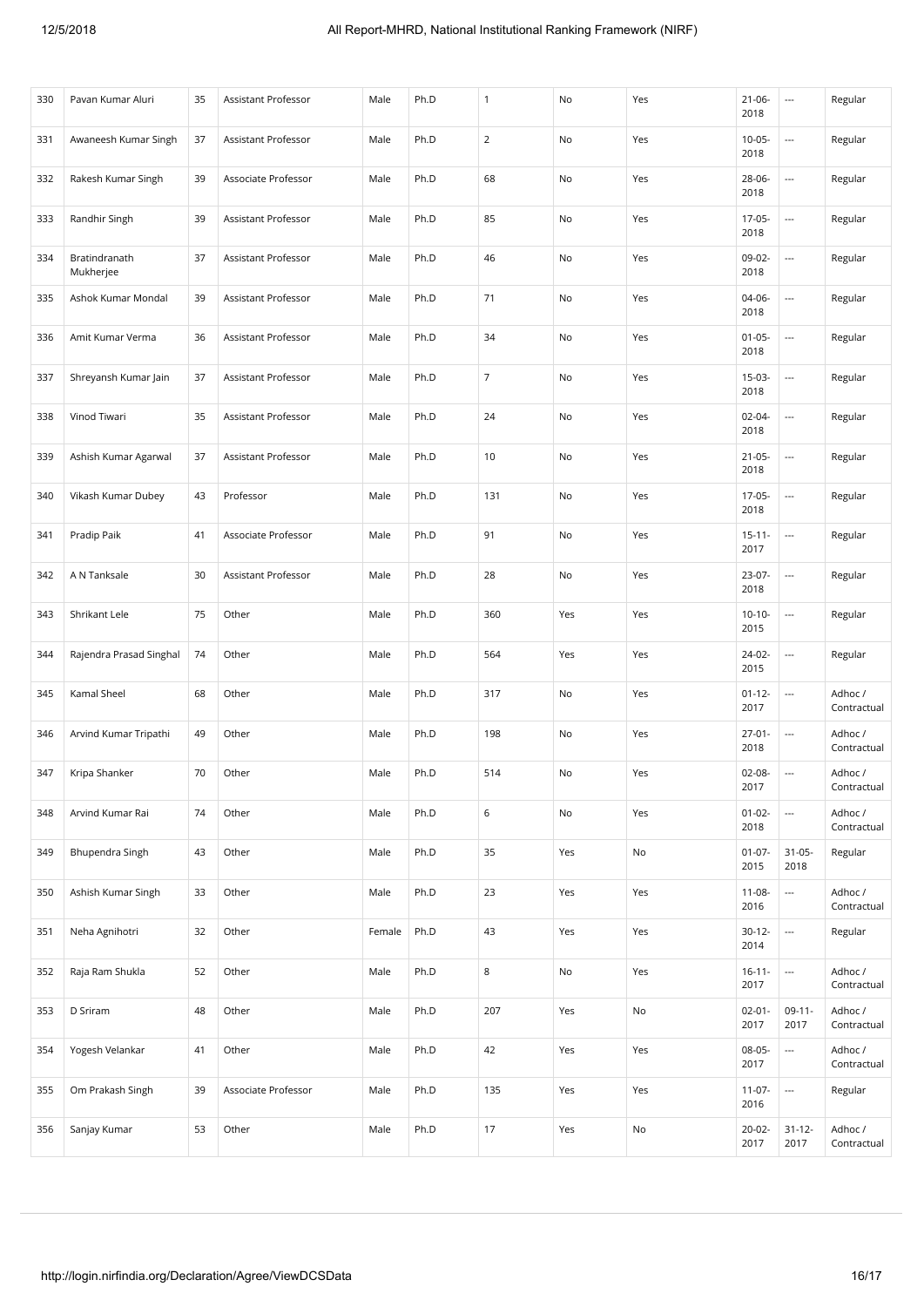| | | | | | | | | | | | |
|---|---|---|---|---|---|---|---|---|---|---|---|
| 330 | Pavan Kumar Aluri | 35 | Assistant Professor | Male | Ph.D | 1 | No | Yes | 21-06-2018 | --- | Regular |
| 331 | Awaneesh Kumar Singh | 37 | Assistant Professor | Male | Ph.D | 2 | No | Yes | 10-05-2018 | --- | Regular |
| 332 | Rakesh Kumar Singh | 39 | Associate Professor | Male | Ph.D | 68 | No | Yes | 28-06-2018 | --- | Regular |
| 333 | Randhir Singh | 39 | Assistant Professor | Male | Ph.D | 85 | No | Yes | 17-05-2018 | --- | Regular |
| 334 | Bratindranath Mukherjee | 37 | Assistant Professor | Male | Ph.D | 46 | No | Yes | 09-02-2018 | --- | Regular |
| 335 | Ashok Kumar Mondal | 39 | Assistant Professor | Male | Ph.D | 71 | No | Yes | 04-06-2018 | --- | Regular |
| 336 | Amit Kumar Verma | 36 | Assistant Professor | Male | Ph.D | 34 | No | Yes | 01-05-2018 | --- | Regular |
| 337 | Shreyansh Kumar Jain | 37 | Assistant Professor | Male | Ph.D | 7 | No | Yes | 15-03-2018 | --- | Regular |
| 338 | Vinod Tiwari | 35 | Assistant Professor | Male | Ph.D | 24 | No | Yes | 02-04-2018 | --- | Regular |
| 339 | Ashish Kumar Agarwal | 37 | Assistant Professor | Male | Ph.D | 10 | No | Yes | 21-05-2018 | --- | Regular |
| 340 | Vikash Kumar Dubey | 43 | Professor | Male | Ph.D | 131 | No | Yes | 17-05-2018 | --- | Regular |
| 341 | Pradip Paik | 41 | Associate Professor | Male | Ph.D | 91 | No | Yes | 15-11-2017 | --- | Regular |
| 342 | A N Tanksale | 30 | Assistant Professor | Male | Ph.D | 28 | No | Yes | 23-07-2018 | --- | Regular |
| 343 | Shrikant Lele | 75 | Other | Male | Ph.D | 360 | Yes | Yes | 10-10-2015 | --- | Regular |
| 344 | Rajendra Prasad Singhal | 74 | Other | Male | Ph.D | 564 | Yes | Yes | 24-02-2015 | --- | Regular |
| 345 | Kamal Sheel | 68 | Other | Male | Ph.D | 317 | No | Yes | 01-12-2017 | --- | Adhoc / Contractual |
| 346 | Arvind Kumar Tripathi | 49 | Other | Male | Ph.D | 198 | No | Yes | 27-01-2018 | --- | Adhoc / Contractual |
| 347 | Kripa Shanker | 70 | Other | Male | Ph.D | 514 | No | Yes | 02-08-2017 | --- | Adhoc / Contractual |
| 348 | Arvind Kumar Rai | 74 | Other | Male | Ph.D | 6 | No | Yes | 01-02-2018 | --- | Adhoc / Contractual |
| 349 | Bhupendra Singh | 43 | Other | Male | Ph.D | 35 | Yes | No | 01-07-2015 | 31-05-2018 | Regular |
| 350 | Ashish Kumar Singh | 33 | Other | Male | Ph.D | 23 | Yes | Yes | 11-08-2016 | --- | Adhoc / Contractual |
| 351 | Neha Agnihotri | 32 | Other | Female | Ph.D | 43 | Yes | Yes | 30-12-2014 | --- | Regular |
| 352 | Raja Ram Shukla | 52 | Other | Male | Ph.D | 8 | No | Yes | 16-11-2017 | --- | Adhoc / Contractual |
| 353 | D Sriram | 48 | Other | Male | Ph.D | 207 | Yes | No | 02-01-2017 | 09-11-2017 | Adhoc / Contractual |
| 354 | Yogesh Velankar | 41 | Other | Male | Ph.D | 42 | Yes | Yes | 08-05-2017 | --- | Adhoc / Contractual |
| 355 | Om Prakash Singh | 39 | Associate Professor | Male | Ph.D | 135 | Yes | Yes | 11-07-2016 | --- | Regular |
| 356 | Sanjay Kumar | 53 | Other | Male | Ph.D | 17 | Yes | No | 20-02-2017 | 31-12-2017 | Adhoc / Contractual |